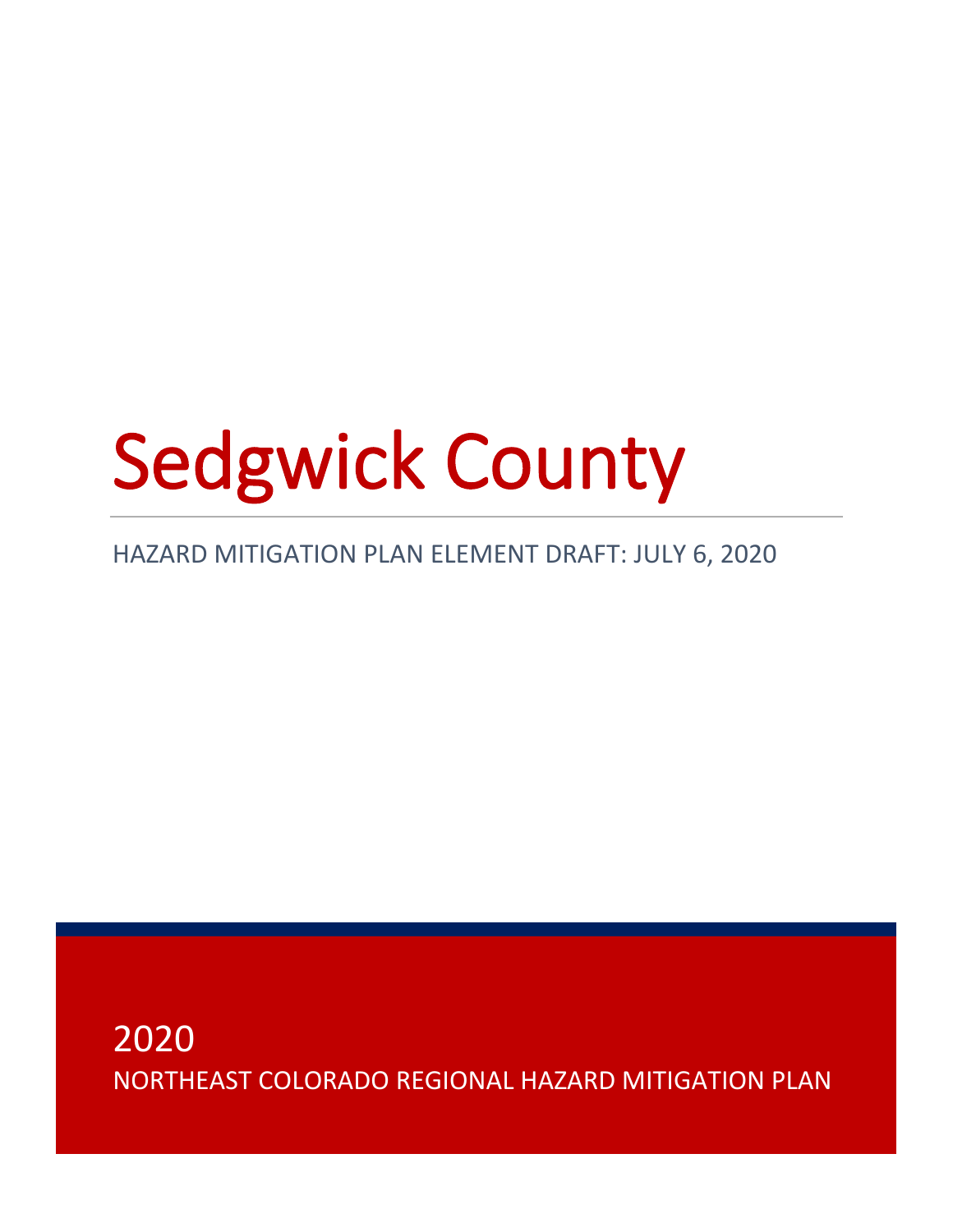# Sedgwick County

HAZARD MITIGATION PLAN ELEMENT DRAFT: JULY 6, 2020

2020

NORTHEAST COLORADO REGIONAL HAZARD MITIGATION PLAN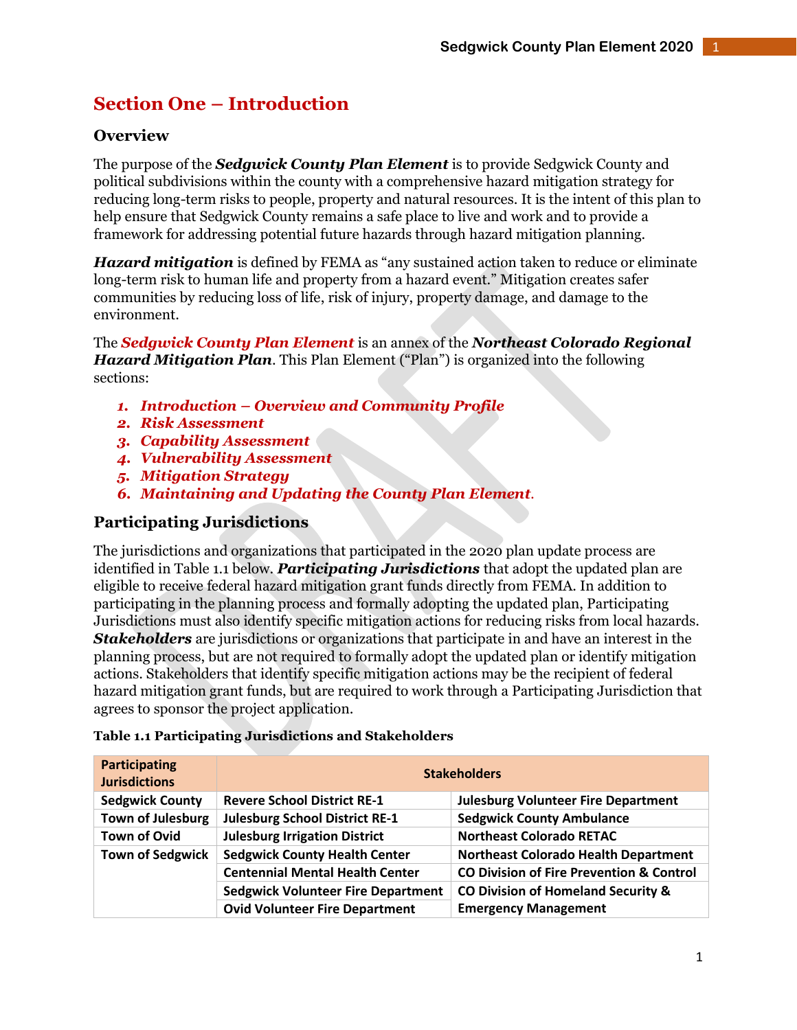# Section One – Introduction

## Overview

The purpose of the ***Sedgwick County Plan Element*** is to provide Sedgwick County and political subdivisions within the county with a comprehensive hazard mitigation strategy for reducing long-term risks to people, property and natural resources. It is the intent of this plan to help ensure that Sedgwick County remains a safe place to live and work and to provide a framework for addressing potential future hazards through hazard mitigation planning.

***Hazard mitigation*** is defined by FEMA as "any sustained action taken to reduce or eliminate long-term risk to human life and property from a hazard event." Mitigation creates safer communities by reducing loss of life, risk of injury, property damage, and damage to the environment.

The ***Sedgwick County Plan Element*** is an annex of the ***Northeast Colorado Regional Hazard Mitigation Plan***. This Plan Element ("Plan") is organized into the following sections:

1. ***Introduction – Overview and Community Profile***
2. ***Risk Assessment***
3. ***Capability Assessment***
4. ***Vulnerability Assessment***
5. ***Mitigation Strategy***
6. ***Maintaining and Updating the County Plan Element***.

## Participating Jurisdictions

The jurisdictions and organizations that participated in the 2020 plan update process are identified in Table 1.1 below. ***Participating Jurisdictions*** that adopt the updated plan are eligible to receive federal hazard mitigation grant funds directly from FEMA. In addition to participating in the planning process and formally adopting the updated plan, Participating Jurisdictions must also identify specific mitigation actions for reducing risks from local hazards. ***Stakeholders*** are jurisdictions or organizations that participate in and have an interest in the planning process, but are not required to formally adopt the updated plan or identify mitigation actions. Stakeholders that identify specific mitigation actions may be the recipient of federal hazard mitigation grant funds, but are required to work through a Participating Jurisdiction that agrees to sponsor the project application.

**Table 1.1 Participating Jurisdictions and Stakeholders**

| Participating Jurisdictions | Stakeholders | |
|---|---|---|
| Sedgwick County | Revere School District RE-1 | Julesburg Volunteer Fire Department |
| Town of Julesburg | Julesburg School District RE-1 | Sedgwick County Ambulance |
| Town of Ovid | Julesburg Irrigation District | Northeast Colorado RETAC |
| Town of Sedgwick | Sedgwick County Health Center | Northeast Colorado Health Department |
| | Centennial Mental Health Center | CO Division of Fire Prevention & Control |
| | Sedgwick Volunteer Fire Department | CO Division of Homeland Security & Emergency Management |
| | Ovid Volunteer Fire Department | |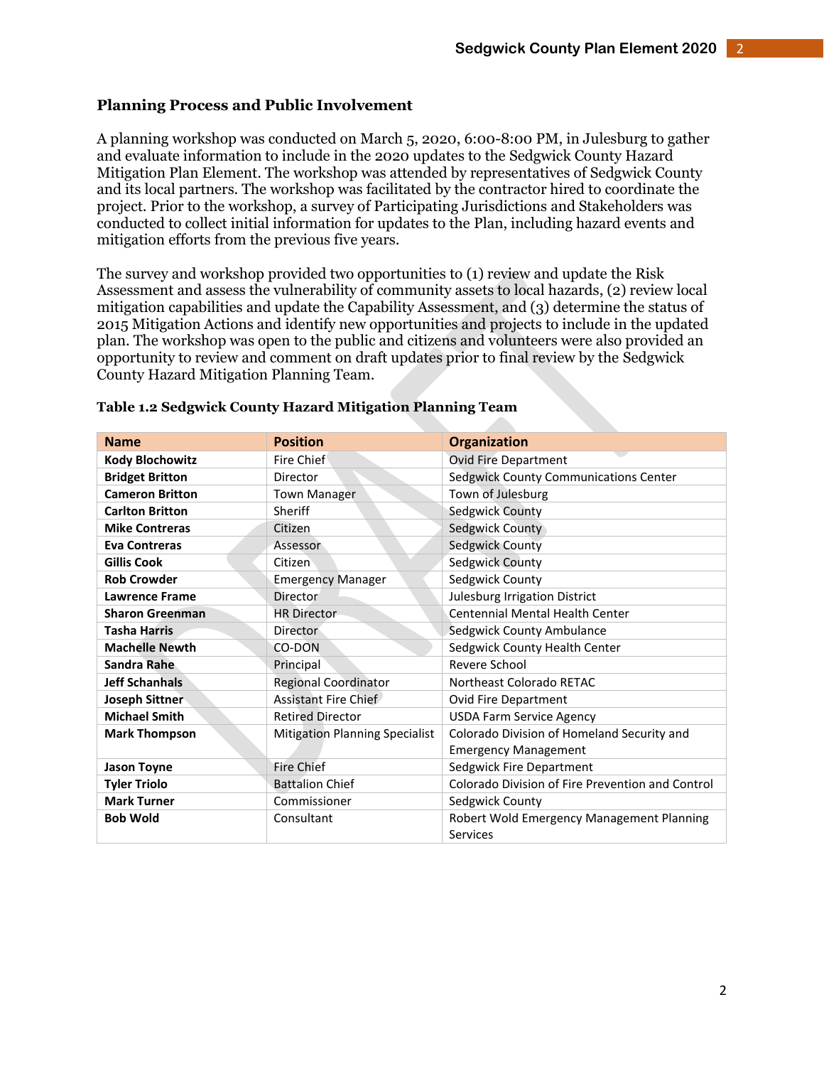## Planning Process and Public Involvement

A planning workshop was conducted on March 5, 2020, 6:00-8:00 PM, in Julesburg to gather and evaluate information to include in the 2020 updates to the Sedgwick County Hazard Mitigation Plan Element. The workshop was attended by representatives of Sedgwick County and its local partners. The workshop was facilitated by the contractor hired to coordinate the project. Prior to the workshop, a survey of Participating Jurisdictions and Stakeholders was conducted to collect initial information for updates to the Plan, including hazard events and mitigation efforts from the previous five years.

The survey and workshop provided two opportunities to (1) review and update the Risk Assessment and assess the vulnerability of community assets to local hazards, (2) review local mitigation capabilities and update the Capability Assessment, and (3) determine the status of 2015 Mitigation Actions and identify new opportunities and projects to include in the updated plan. The workshop was open to the public and citizens and volunteers were also provided an opportunity to review and comment on draft updates prior to final review by the Sedgwick County Hazard Mitigation Planning Team.

**Table 1.2 Sedgwick County Hazard Mitigation Planning Team**

| Name | Position | Organization |
|---|---|---|
| **Kody Blochowitz** | Fire Chief | Ovid Fire Department |
| **Bridget Britton** | Director | Sedgwick County Communications Center |
| **Cameron Britton** | Town Manager | Town of Julesburg |
| **Carlton Britton** | Sheriff | Sedgwick County |
| **Mike Contreras** | Citizen | Sedgwick County |
| **Eva Contreras** | Assessor | Sedgwick County |
| **Gillis Cook** | Citizen | Sedgwick County |
| **Rob Crowder** | Emergency Manager | Sedgwick County |
| **Lawrence Frame** | Director | Julesburg Irrigation District |
| **Sharon Greenman** | HR Director | Centennial Mental Health Center |
| **Tasha Harris** | Director | Sedgwick County Ambulance |
| **Machelle Newth** | CO-DON | Sedgwick County Health Center |
| **Sandra Rahe** | Principal | Revere School |
| **Jeff Schanhals** | Regional Coordinator | Northeast Colorado RETAC |
| **Joseph Sittner** | Assistant Fire Chief | Ovid Fire Department |
| **Michael Smith** | Retired Director | USDA Farm Service Agency |
| **Mark Thompson** | Mitigation Planning Specialist | Colorado Division of Homeland Security and Emergency Management |
| **Jason Toyne** | Fire Chief | Sedgwick Fire Department |
| **Tyler Triolo** | Battalion Chief | Colorado Division of Fire Prevention and Control |
| **Mark Turner** | Commissioner | Sedgwick County |
| **Bob Wold** | Consultant | Robert Wold Emergency Management Planning Services |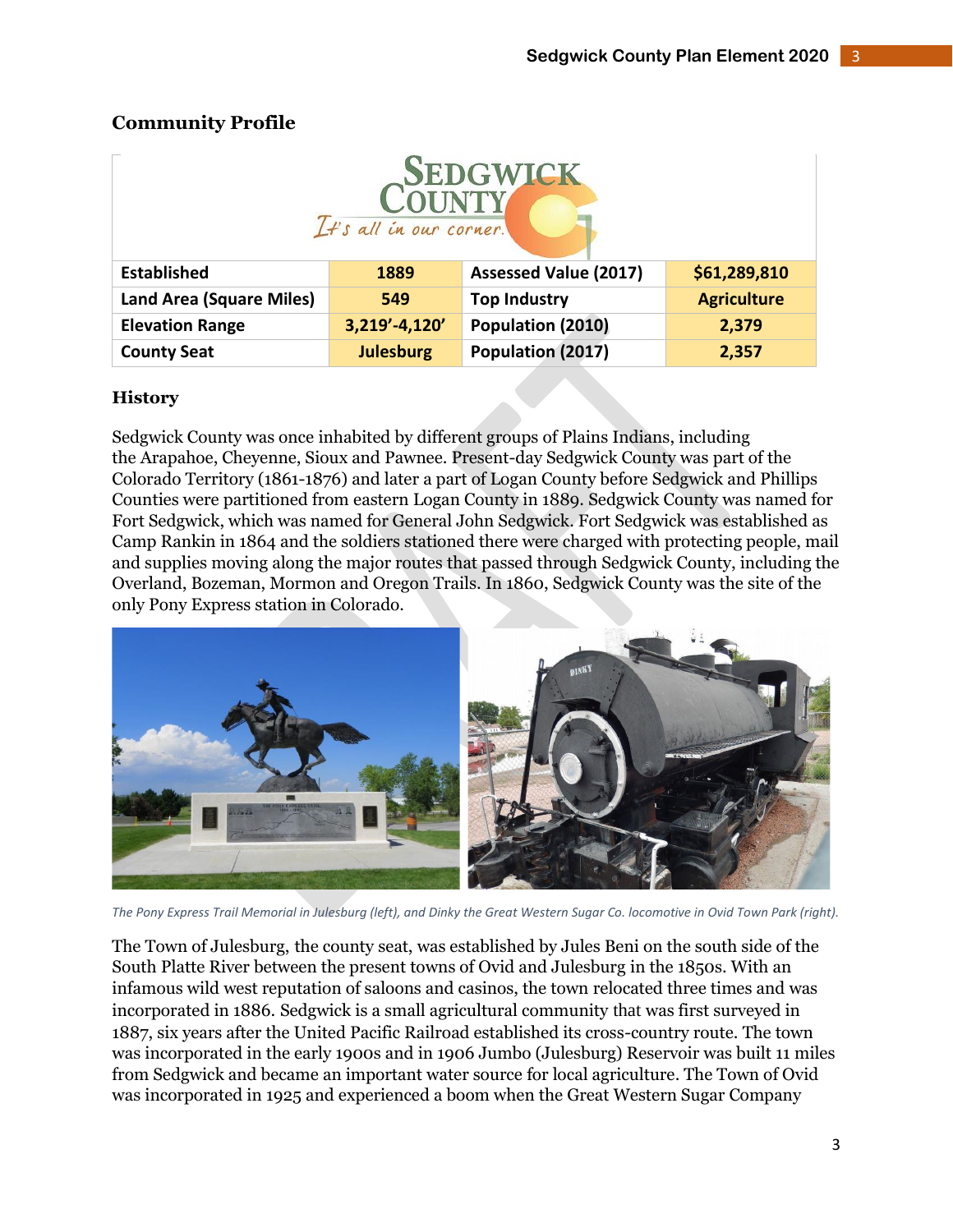## Community Profile

| Established | 1889 | Assessed Value (2017) | $61,289,810 |
|---|---|---|---|
| Land Area (Square Miles) | 549 | Top Industry | Agriculture |
| Elevation Range | 3,219'-4,120' | Population (2010) | 2,379 |
| County Seat | Julesburg | Population (2017) | 2,357 |

### History

Sedgwick County was once inhabited by different groups of Plains Indians, including the Arapahoe, Cheyenne, Sioux and Pawnee. Present-day Sedgwick County was part of the Colorado Territory (1861-1876) and later a part of Logan County before Sedgwick and Phillips Counties were partitioned from eastern Logan County in 1889. Sedgwick County was named for Fort Sedgwick, which was named for General John Sedgwick. Fort Sedgwick was established as Camp Rankin in 1864 and the soldiers stationed there were charged with protecting people, mail and supplies moving along the major routes that passed through Sedgwick County, including the Overland, Bozeman, Mormon and Oregon Trails. In 1860, Sedgwick County was the site of the only Pony Express station in Colorado.

*The Pony Express Trail Memorial in Julesburg (left), and Dinky the Great Western Sugar Co. locomotive in Ovid Town Park (right).*

The Town of Julesburg, the county seat, was established by Jules Beni on the south side of the South Platte River between the present towns of Ovid and Julesburg in the 1850s. With an infamous wild west reputation of saloons and casinos, the town relocated three times and was incorporated in 1886. Sedgwick is a small agricultural community that was first surveyed in 1887, six years after the United Pacific Railroad established its cross-country route. The town was incorporated in the early 1900s and in 1906 Jumbo (Julesburg) Reservoir was built 11 miles from Sedgwick and became an important water source for local agriculture. The Town of Ovid was incorporated in 1925 and experienced a boom when the Great Western Sugar Company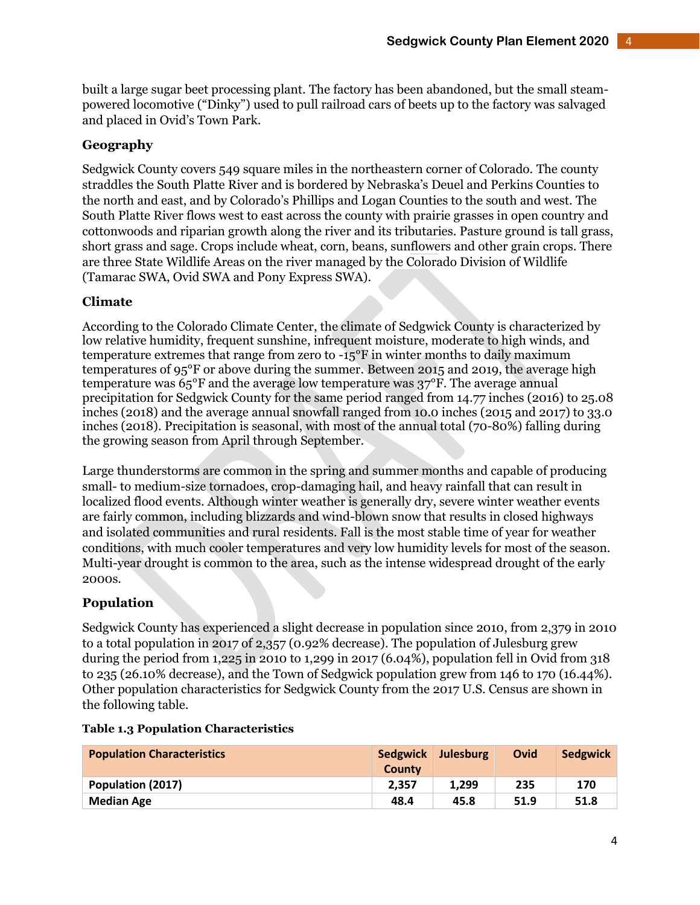built a large sugar beet processing plant. The factory has been abandoned, but the small steam-powered locomotive ("Dinky") used to pull railroad cars of beets up to the factory was salvaged and placed in Ovid's Town Park.

### Geography

Sedgwick County covers 549 square miles in the northeastern corner of Colorado. The county straddles the South Platte River and is bordered by Nebraska's Deuel and Perkins Counties to the north and east, and by Colorado's Phillips and Logan Counties to the south and west. The South Platte River flows west to east across the county with prairie grasses in open country and cottonwoods and riparian growth along the river and its tributaries. Pasture ground is tall grass, short grass and sage. Crops include wheat, corn, beans, sunflowers and other grain crops. There are three State Wildlife Areas on the river managed by the Colorado Division of Wildlife (Tamarac SWA, Ovid SWA and Pony Express SWA).

### Climate

According to the Colorado Climate Center, the climate of Sedgwick County is characterized by low relative humidity, frequent sunshine, infrequent moisture, moderate to high winds, and temperature extremes that range from zero to -15°F in winter months to daily maximum temperatures of 95°F or above during the summer. Between 2015 and 2019, the average high temperature was 65°F and the average low temperature was 37°F. The average annual precipitation for Sedgwick County for the same period ranged from 14.77 inches (2016) to 25.08 inches (2018) and the average annual snowfall ranged from 10.0 inches (2015 and 2017) to 33.0 inches (2018). Precipitation is seasonal, with most of the annual total (70-80%) falling during the growing season from April through September.

Large thunderstorms are common in the spring and summer months and capable of producing small- to medium-size tornadoes, crop-damaging hail, and heavy rainfall that can result in localized flood events. Although winter weather is generally dry, severe winter weather events are fairly common, including blizzards and wind-blown snow that results in closed highways and isolated communities and rural residents. Fall is the most stable time of year for weather conditions, with much cooler temperatures and very low humidity levels for most of the season. Multi-year drought is common to the area, such as the intense widespread drought of the early 2000s.

### Population

Sedgwick County has experienced a slight decrease in population since 2010, from 2,379 in 2010 to a total population in 2017 of 2,357 (0.92% decrease). The population of Julesburg grew during the period from 1,225 in 2010 to 1,299 in 2017 (6.04%), population fell in Ovid from 318 to 235 (26.10% decrease), and the Town of Sedgwick population grew from 146 to 170 (16.44%). Other population characteristics for Sedgwick County from the 2017 U.S. Census are shown in the following table.

**Table 1.3 Population Characteristics**

| Population Characteristics | Sedgwick County | Julesburg | Ovid | Sedgwick |
|---|---|---|---|---|
| **Population (2017)** | **2,357** | **1,299** | **235** | **170** |
| **Median Age** | **48.4** | **45.8** | **51.9** | **51.8** |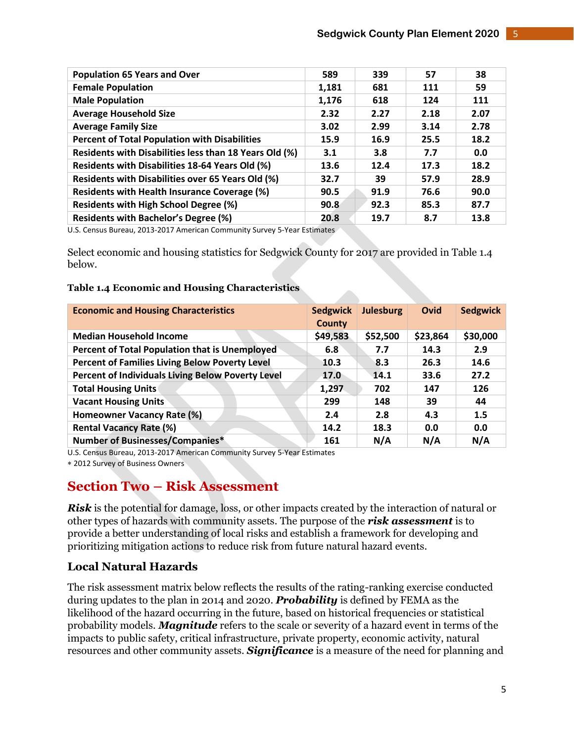| | | | | |
|---|---|---|---|---|
| **Population 65 Years and Over** | **589** | **339** | **57** | **38** |
| **Female Population** | **1,181** | **681** | **111** | **59** |
| **Male Population** | **1,176** | **618** | **124** | **111** |
| **Average Household Size** | **2.32** | **2.27** | **2.18** | **2.07** |
| **Average Family Size** | **3.02** | **2.99** | **3.14** | **2.78** |
| **Percent of Total Population with Disabilities** | **15.9** | **16.9** | **25.5** | **18.2** |
| **Residents with Disabilities less than 18 Years Old (%)** | **3.1** | **3.8** | **7.7** | **0.0** |
| **Residents with Disabilities 18-64 Years Old (%)** | **13.6** | **12.4** | **17.3** | **18.2** |
| **Residents with Disabilities over 65 Years Old (%)** | **32.7** | **39** | **57.9** | **28.9** |
| **Residents with Health Insurance Coverage (%)** | **90.5** | **91.9** | **76.6** | **90.0** |
| **Residents with High School Degree (%)** | **90.8** | **92.3** | **85.3** | **87.7** |
| **Residents with Bachelor's Degree (%)** | **20.8** | **19.7** | **8.7** | **13.8** |

U.S. Census Bureau, 2013-2017 American Community Survey 5-Year Estimates

Select economic and housing statistics for Sedgwick County for 2017 are provided in Table 1.4 below.

**Table 1.4 Economic and Housing Characteristics**

| Economic and Housing Characteristics | Sedgwick County | Julesburg | Ovid | Sedgwick |
|---|---|---|---|---|
| **Median Household Income** | **$49,583** | **$52,500** | **$23,864** | **$30,000** |
| **Percent of Total Population that is Unemployed** | **6.8** | **7.7** | **14.3** | **2.9** |
| **Percent of Families Living Below Poverty Level** | **10.3** | **8.3** | **26.3** | **14.6** |
| **Percent of Individuals Living Below Poverty Level** | **17.0** | **14.1** | **33.6** | **27.2** |
| **Total Housing Units** | **1,297** | **702** | **147** | **126** |
| **Vacant Housing Units** | **299** | **148** | **39** | **44** |
| **Homeowner Vacancy Rate (%)** | **2.4** | **2.8** | **4.3** | **1.5** |
| **Rental Vacancy Rate (%)** | **14.2** | **18.3** | **0.0** | **0.0** |
| **Number of Businesses/Companies*** | **161** | **N/A** | **N/A** | **N/A** |

U.S. Census Bureau, 2013-2017 American Community Survey 5-Year Estimates
* 2012 Survey of Business Owners

# Section Two – Risk Assessment

***Risk*** is the potential for damage, loss, or other impacts created by the interaction of natural or other types of hazards with community assets. The purpose of the ***risk assessment*** is to provide a better understanding of local risks and establish a framework for developing and prioritizing mitigation actions to reduce risk from future natural hazard events.

## Local Natural Hazards

The risk assessment matrix below reflects the results of the rating-ranking exercise conducted during updates to the plan in 2014 and 2020. ***Probability*** is defined by FEMA as the likelihood of the hazard occurring in the future, based on historical frequencies or statistical probability models. ***Magnitude*** refers to the scale or severity of a hazard event in terms of the impacts to public safety, critical infrastructure, private property, economic activity, natural resources and other community assets. ***Significance*** is a measure of the need for planning and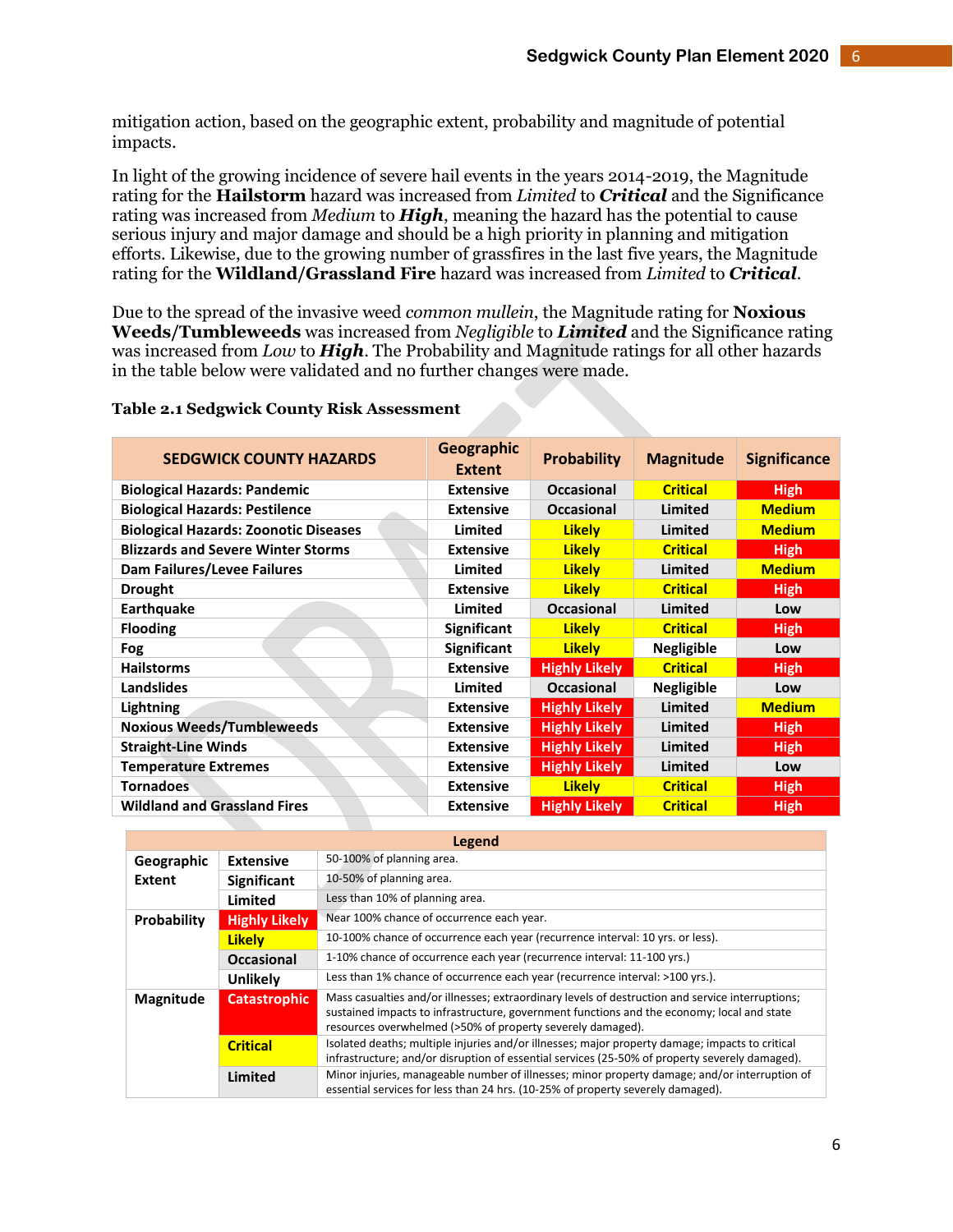mitigation action, based on the geographic extent, probability and magnitude of potential impacts.

In light of the growing incidence of severe hail events in the years 2014-2019, the Magnitude rating for the **Hailstorm** hazard was increased from *Limited* to ***Critical*** and the Significance rating was increased from *Medium* to ***High***, meaning the hazard has the potential to cause serious injury and major damage and should be a high priority in planning and mitigation efforts. Likewise, due to the growing number of grassfires in the last five years, the Magnitude rating for the **Wildland/Grassland Fire** hazard was increased from *Limited* to ***Critical***.

Due to the spread of the invasive weed *common mullein*, the Magnitude rating for **Noxious Weeds/Tumbleweeds** was increased from *Negligible* to ***Limited*** and the Significance rating was increased from *Low* to ***High***. The Probability and Magnitude ratings for all other hazards in the table below were validated and no further changes were made.

**Table 2.1 Sedgwick County Risk Assessment**

| SEDGWICK COUNTY HAZARDS | Geographic Extent | Probability | Magnitude | Significance |
|---|---|---|---|---|
| Biological Hazards: Pandemic | Extensive | Occasional | Critical | High |
| Biological Hazards: Pestilence | Extensive | Occasional | Limited | Medium |
| Biological Hazards: Zoonotic Diseases | Limited | Likely | Limited | Medium |
| Blizzards and Severe Winter Storms | Extensive | Likely | Critical | High |
| Dam Failures/Levee Failures | Limited | Likely | Limited | Medium |
| Drought | Extensive | Likely | Critical | High |
| Earthquake | Limited | Occasional | Limited | Low |
| Flooding | Significant | Likely | Critical | High |
| Fog | Significant | Likely | Negligible | Low |
| Hailstorms | Extensive | Highly Likely | Critical | High |
| Landslides | Limited | Occasional | Negligible | Low |
| Lightning | Extensive | Highly Likely | Limited | Medium |
| Noxious Weeds/Tumbleweeds | Extensive | Highly Likely | Limited | High |
| Straight-Line Winds | Extensive | Highly Likely | Limited | High |
| Temperature Extremes | Extensive | Highly Likely | Limited | Low |
| Tornadoes | Extensive | Likely | Critical | High |
| Wildland and Grassland Fires | Extensive | Highly Likely | Critical | High |

| Legend | | |
|---|---|---|
| Geographic Extent | Extensive | 50-100% of planning area. |
| | Significant | 10-50% of planning area. |
| | Limited | Less than 10% of planning area. |
| Probability | Highly Likely | Near 100% chance of occurrence each year. |
| | Likely | 10-100% chance of occurrence each year (recurrence interval: 10 yrs. or less). |
| | Occasional | 1-10% chance of occurrence each year (recurrence interval: 11-100 yrs.) |
| | Unlikely | Less than 1% chance of occurrence each year (recurrence interval: >100 yrs.). |
| Magnitude | Catastrophic | Mass casualties and/or illnesses; extraordinary levels of destruction and service interruptions; sustained impacts to infrastructure, government functions and the economy; local and state resources overwhelmed (>50% of property severely damaged). |
| | Critical | Isolated deaths; multiple injuries and/or illnesses; major property damage; impacts to critical infrastructure; and/or disruption of essential services (25-50% of property severely damaged). |
| | Limited | Minor injuries, manageable number of illnesses; minor property damage; and/or interruption of essential services for less than 24 hrs. (10-25% of property severely damaged). |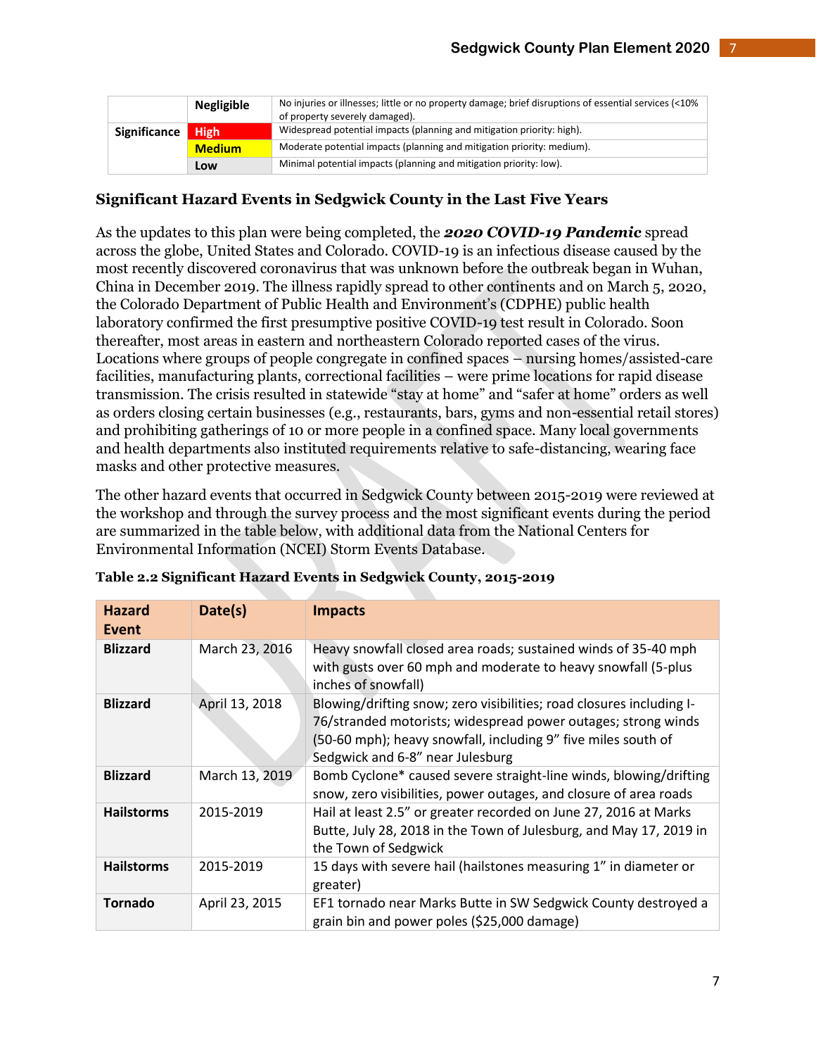| | | |
|---|---|---|
| Significance | Negligible | No injuries or illnesses; little or no property damage; brief disruptions of essential services (<10% of property severely damaged). |
| | High | Widespread potential impacts (planning and mitigation priority: high). |
| | Medium | Moderate potential impacts (planning and mitigation priority: medium). |
| | Low | Minimal potential impacts (planning and mitigation priority: low). |

### Significant Hazard Events in Sedgwick County in the Last Five Years

As the updates to this plan were being completed, the ***2020 COVID-19 Pandemic*** spread across the globe, United States and Colorado. COVID-19 is an infectious disease caused by the most recently discovered coronavirus that was unknown before the outbreak began in Wuhan, China in December 2019. The illness rapidly spread to other continents and on March 5, 2020, the Colorado Department of Public Health and Environment's (CDPHE) public health laboratory confirmed the first presumptive positive COVID-19 test result in Colorado. Soon thereafter, most areas in eastern and northeastern Colorado reported cases of the virus. Locations where groups of people congregate in confined spaces – nursing homes/assisted-care facilities, manufacturing plants, correctional facilities – were prime locations for rapid disease transmission. The crisis resulted in statewide "stay at home" and "safer at home" orders as well as orders closing certain businesses (e.g., restaurants, bars, gyms and non-essential retail stores) and prohibiting gatherings of 10 or more people in a confined space. Many local governments and health departments also instituted requirements relative to safe-distancing, wearing face masks and other protective measures.

The other hazard events that occurred in Sedgwick County between 2015-2019 were reviewed at the workshop and through the survey process and the most significant events during the period are summarized in the table below, with additional data from the National Centers for Environmental Information (NCEI) Storm Events Database.

**Table 2.2 Significant Hazard Events in Sedgwick County, 2015-2019**

| Hazard Event | Date(s) | Impacts |
|---|---|---|
| **Blizzard** | March 23, 2016 | Heavy snowfall closed area roads; sustained winds of 35-40 mph with gusts over 60 mph and moderate to heavy snowfall (5-plus inches of snowfall) |
| **Blizzard** | April 13, 2018 | Blowing/drifting snow; zero visibilities; road closures including I-76/stranded motorists; widespread power outages; strong winds (50-60 mph); heavy snowfall, including 9" five miles south of Sedgwick and 6-8" near Julesburg |
| **Blizzard** | March 13, 2019 | Bomb Cyclone* caused severe straight-line winds, blowing/drifting snow, zero visibilities, power outages, and closure of area roads |
| **Hailstorms** | 2015-2019 | Hail at least 2.5" or greater recorded on June 27, 2016 at Marks Butte, July 28, 2018 in the Town of Julesburg, and May 17, 2019 in the Town of Sedgwick |
| **Hailstorms** | 2015-2019 | 15 days with severe hail (hailstones measuring 1" in diameter or greater) |
| **Tornado** | April 23, 2015 | EF1 tornado near Marks Butte in SW Sedgwick County destroyed a grain bin and power poles ($25,000 damage) |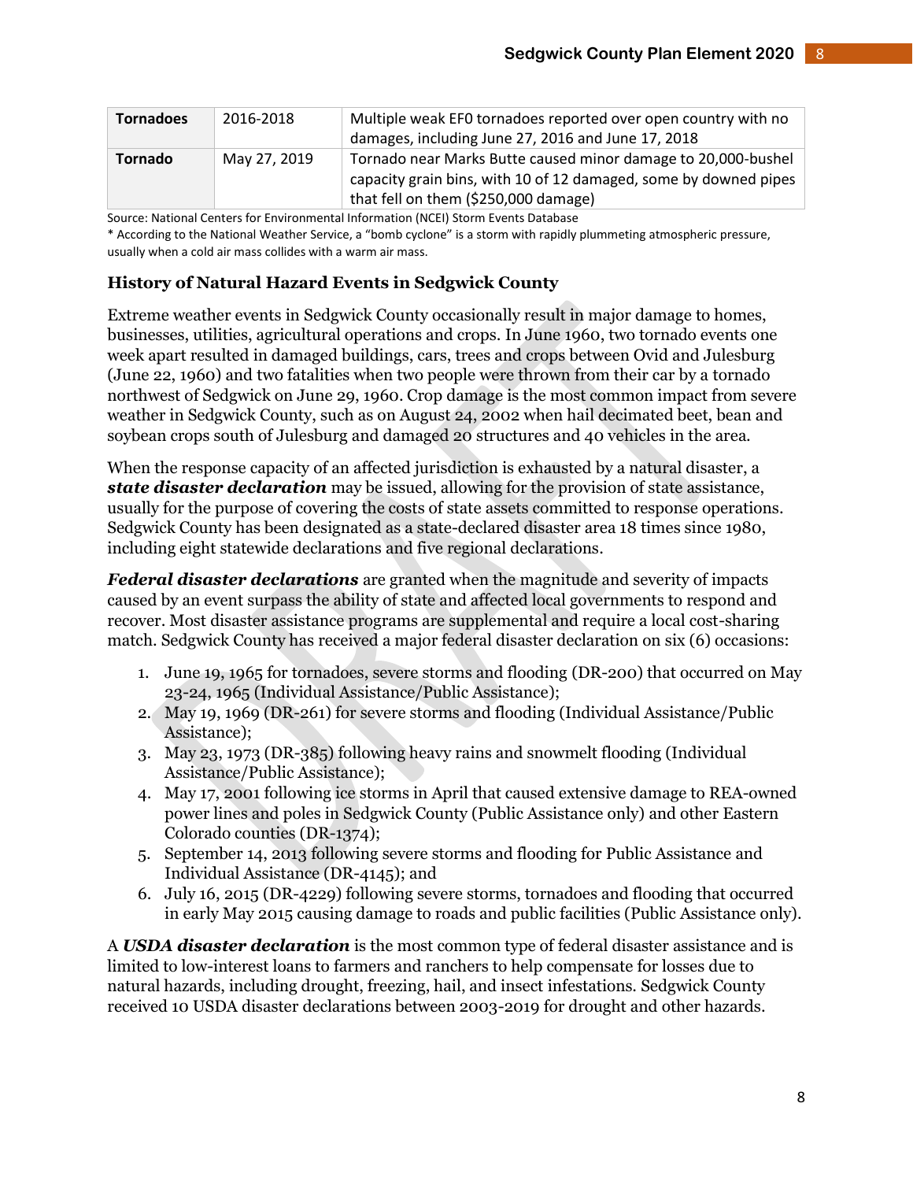| Tornadoes | 2016-2018 | Multiple weak EF0 tornadoes reported over open country with no damages, including June 27, 2016 and June 17, 2018 |
|---|---|---|
| Tornado | May 27, 2019 | Tornado near Marks Butte caused minor damage to 20,000-bushel capacity grain bins, with 10 of 12 damaged, some by downed pipes that fell on them ($250,000 damage) |

Source: National Centers for Environmental Information (NCEI) Storm Events Database

* According to the National Weather Service, a "bomb cyclone" is a storm with rapidly plummeting atmospheric pressure, usually when a cold air mass collides with a warm air mass.

### History of Natural Hazard Events in Sedgwick County

Extreme weather events in Sedgwick County occasionally result in major damage to homes, businesses, utilities, agricultural operations and crops. In June 1960, two tornado events one week apart resulted in damaged buildings, cars, trees and crops between Ovid and Julesburg (June 22, 1960) and two fatalities when two people were thrown from their car by a tornado northwest of Sedgwick on June 29, 1960. Crop damage is the most common impact from severe weather in Sedgwick County, such as on August 24, 2002 when hail decimated beet, bean and soybean crops south of Julesburg and damaged 20 structures and 40 vehicles in the area.

When the response capacity of an affected jurisdiction is exhausted by a natural disaster, a ***state disaster declaration*** may be issued, allowing for the provision of state assistance, usually for the purpose of covering the costs of state assets committed to response operations. Sedgwick County has been designated as a state-declared disaster area 18 times since 1980, including eight statewide declarations and five regional declarations.

***Federal disaster declarations*** are granted when the magnitude and severity of impacts caused by an event surpass the ability of state and affected local governments to respond and recover. Most disaster assistance programs are supplemental and require a local cost-sharing match. Sedgwick County has received a major federal disaster declaration on six (6) occasions:

1. June 19, 1965 for tornadoes, severe storms and flooding (DR-200) that occurred on May 23-24, 1965 (Individual Assistance/Public Assistance);
2. May 19, 1969 (DR-261) for severe storms and flooding (Individual Assistance/Public Assistance);
3. May 23, 1973 (DR-385) following heavy rains and snowmelt flooding (Individual Assistance/Public Assistance);
4. May 17, 2001 following ice storms in April that caused extensive damage to REA-owned power lines and poles in Sedgwick County (Public Assistance only) and other Eastern Colorado counties (DR-1374);
5. September 14, 2013 following severe storms and flooding for Public Assistance and Individual Assistance (DR-4145); and
6. July 16, 2015 (DR-4229) following severe storms, tornadoes and flooding that occurred in early May 2015 causing damage to roads and public facilities (Public Assistance only).

A ***USDA disaster declaration*** is the most common type of federal disaster assistance and is limited to low-interest loans to farmers and ranchers to help compensate for losses due to natural hazards, including drought, freezing, hail, and insect infestations. Sedgwick County received 10 USDA disaster declarations between 2003-2019 for drought and other hazards.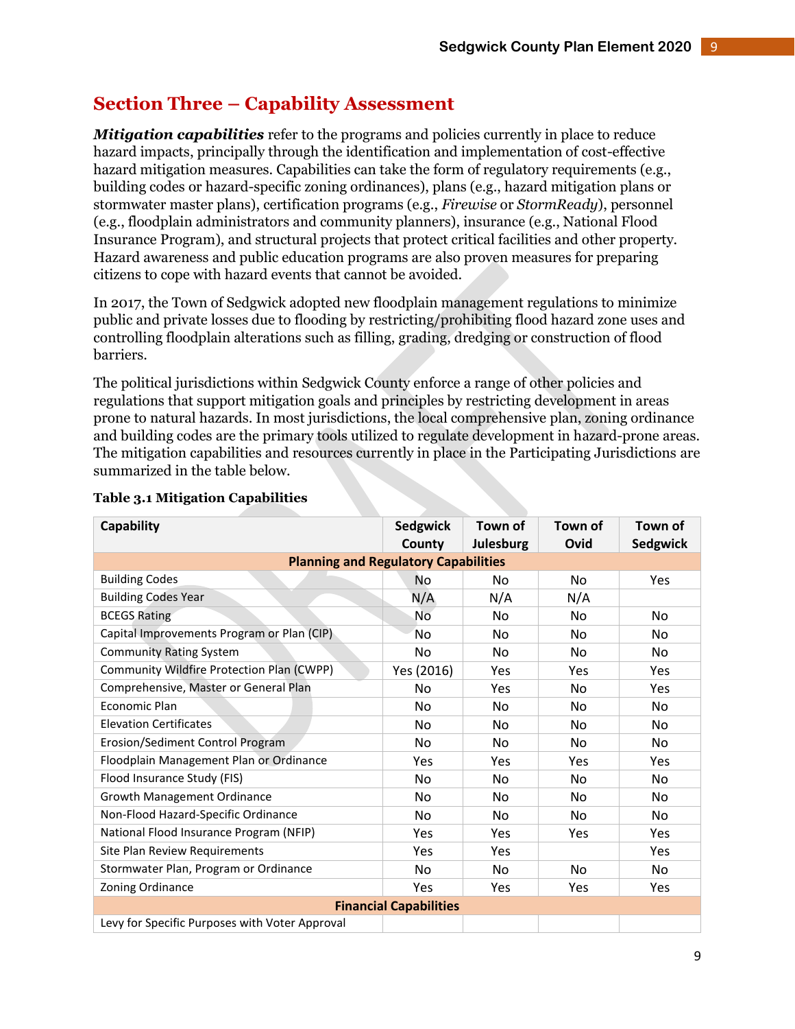## Section Three – Capability Assessment

***Mitigation capabilities*** refer to the programs and policies currently in place to reduce hazard impacts, principally through the identification and implementation of cost-effective hazard mitigation measures. Capabilities can take the form of regulatory requirements (e.g., building codes or hazard-specific zoning ordinances), plans (e.g., hazard mitigation plans or stormwater master plans), certification programs (e.g., *Firewise* or *StormReady*), personnel (e.g., floodplain administrators and community planners), insurance (e.g., National Flood Insurance Program), and structural projects that protect critical facilities and other property. Hazard awareness and public education programs are also proven measures for preparing citizens to cope with hazard events that cannot be avoided.

In 2017, the Town of Sedgwick adopted new floodplain management regulations to minimize public and private losses due to flooding by restricting/prohibiting flood hazard zone uses and controlling floodplain alterations such as filling, grading, dredging or construction of flood barriers.

The political jurisdictions within Sedgwick County enforce a range of other policies and regulations that support mitigation goals and principles by restricting development in areas prone to natural hazards. In most jurisdictions, the local comprehensive plan, zoning ordinance and building codes are the primary tools utilized to regulate development in hazard-prone areas. The mitigation capabilities and resources currently in place in the Participating Jurisdictions are summarized in the table below.

**Table 3.1 Mitigation Capabilities**

| Capability | Sedgwick County | Town of Julesburg | Town of Ovid | Town of Sedgwick |
|---|---|---|---|---|
| **Planning and Regulatory Capabilities** | | | | |
| Building Codes | No | No | No | Yes |
| Building Codes Year | N/A | N/A | N/A | |
| BCEGS Rating | No | No | No | No |
| Capital Improvements Program or Plan (CIP) | No | No | No | No |
| Community Rating System | No | No | No | No |
| Community Wildfire Protection Plan (CWPP) | Yes (2016) | Yes | Yes | Yes |
| Comprehensive, Master or General Plan | No | Yes | No | Yes |
| Economic Plan | No | No | No | No |
| Elevation Certificates | No | No | No | No |
| Erosion/Sediment Control Program | No | No | No | No |
| Floodplain Management Plan or Ordinance | Yes | Yes | Yes | Yes |
| Flood Insurance Study (FIS) | No | No | No | No |
| Growth Management Ordinance | No | No | No | No |
| Non-Flood Hazard-Specific Ordinance | No | No | No | No |
| National Flood Insurance Program (NFIP) | Yes | Yes | Yes | Yes |
| Site Plan Review Requirements | Yes | Yes | | Yes |
| Stormwater Plan, Program or Ordinance | No | No | No | No |
| Zoning Ordinance | Yes | Yes | Yes | Yes |
| **Financial Capabilities** | | | | |
| Levy for Specific Purposes with Voter Approval | | | | |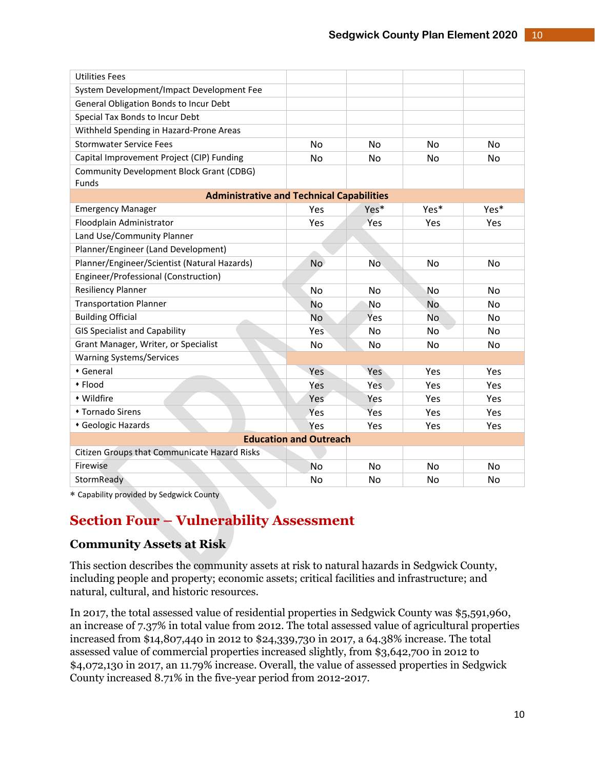| | | | | |
|---|---|---|---|---|
| Utilities Fees | | | | |
| System Development/Impact Development Fee | | | | |
| General Obligation Bonds to Incur Debt | | | | |
| Special Tax Bonds to Incur Debt | | | | |
| Withheld Spending in Hazard-Prone Areas | | | | |
| Stormwater Service Fees | No | No | No | No |
| Capital Improvement Project (CIP) Funding | No | No | No | No |
| Community Development Block Grant (CDBG) Funds | | | | |
| **Administrative and Technical Capabilities** | | | | |
| Emergency Manager | Yes | Yes* | Yes* | Yes* |
| Floodplain Administrator | Yes | Yes | Yes | Yes |
| Land Use/Community Planner | | | | |
| Planner/Engineer (Land Development) | | | | |
| Planner/Engineer/Scientist (Natural Hazards) | No | No | No | No |
| Engineer/Professional (Construction) | | | | |
| Resiliency Planner | No | No | No | No |
| Transportation Planner | No | No | No | No |
| Building Official | No | Yes | No | No |
| GIS Specialist and Capability | Yes | No | No | No |
| Grant Manager, Writer, or Specialist | No | No | No | No |
| Warning Systems/Services | | | | |
| • General | Yes | Yes | Yes | Yes |
| • Flood | Yes | Yes | Yes | Yes |
| • Wildfire | Yes | Yes | Yes | Yes |
| • Tornado Sirens | Yes | Yes | Yes | Yes |
| • Geologic Hazards | Yes | Yes | Yes | Yes |
| **Education and Outreach** | | | | |
| Citizen Groups that Communicate Hazard Risks | | | | |
| Firewise | No | No | No | No |
| StormReady | No | No | No | No |

* Capability provided by Sedgwick County

# Section Four – Vulnerability Assessment

## Community Assets at Risk

This section describes the community assets at risk to natural hazards in Sedgwick County, including people and property; economic assets; critical facilities and infrastructure; and natural, cultural, and historic resources.

In 2017, the total assessed value of residential properties in Sedgwick County was $5,591,960, an increase of 7.37% in total value from 2012. The total assessed value of agricultural properties increased from $14,807,440 in 2012 to $24,339,730 in 2017, a 64.38% increase. The total assessed value of commercial properties increased slightly, from $3,642,700 in 2012 to $4,072,130 in 2017, an 11.79% increase. Overall, the value of assessed properties in Sedgwick County increased 8.71% in the five-year period from 2012-2017.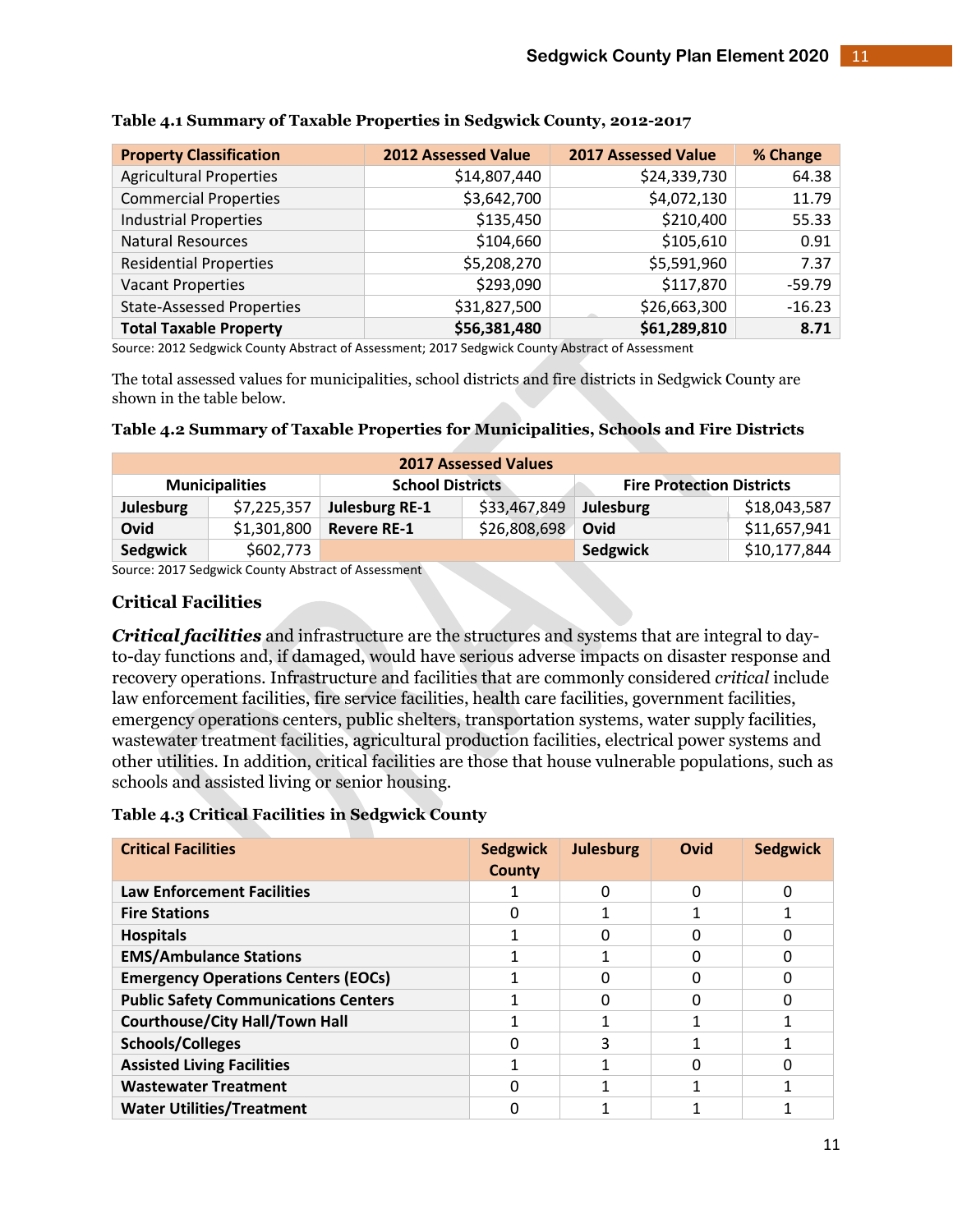**Table 4.1 Summary of Taxable Properties in Sedgwick County, 2012-2017**

| Property Classification | 2012 Assessed Value | 2017 Assessed Value | % Change |
|---|---|---|---|
| Agricultural Properties | $14,807,440 | $24,339,730 | 64.38 |
| Commercial Properties | $3,642,700 | $4,072,130 | 11.79 |
| Industrial Properties | $135,450 | $210,400 | 55.33 |
| Natural Resources | $104,660 | $105,610 | 0.91 |
| Residential Properties | $5,208,270 | $5,591,960 | 7.37 |
| Vacant Properties | $293,090 | $117,870 | -59.79 |
| State-Assessed Properties | $31,827,500 | $26,663,300 | -16.23 |
| **Total Taxable Property** | **$56,381,480** | **$61,289,810** | **8.71** |

Source: 2012 Sedgwick County Abstract of Assessment; 2017 Sedgwick County Abstract of Assessment

The total assessed values for municipalities, school districts and fire districts in Sedgwick County are shown in the table below.

**Table 4.2 Summary of Taxable Properties for Municipalities, Schools and Fire Districts**

| 2017 Assessed Values | | | | | |
|---|---|---|---|---|---|
| Municipalities | | School Districts | | Fire Protection Districts | |
| **Julesburg** | $7,225,357 | **Julesburg RE-1** | $33,467,849 | **Julesburg** | $18,043,587 |
| **Ovid** | $1,301,800 | **Revere RE-1** | $26,808,698 | **Ovid** | $11,657,941 |
| **Sedgwick** | $602,773 | | | **Sedgwick** | $10,177,844 |

Source: 2017 Sedgwick County Abstract of Assessment

## Critical Facilities

***Critical facilities*** and infrastructure are the structures and systems that are integral to day-to-day functions and, if damaged, would have serious adverse impacts on disaster response and recovery operations. Infrastructure and facilities that are commonly considered *critical* include law enforcement facilities, fire service facilities, health care facilities, government facilities, emergency operations centers, public shelters, transportation systems, water supply facilities, wastewater treatment facilities, agricultural production facilities, electrical power systems and other utilities. In addition, critical facilities are those that house vulnerable populations, such as schools and assisted living or senior housing.

**Table 4.3 Critical Facilities in Sedgwick County**

| Critical Facilities | Sedgwick County | Julesburg | Ovid | Sedgwick |
|---|---|---|---|---|
| **Law Enforcement Facilities** | 1 | 0 | 0 | 0 |
| **Fire Stations** | 0 | 1 | 1 | 1 |
| **Hospitals** | 1 | 0 | 0 | 0 |
| **EMS/Ambulance Stations** | 1 | 1 | 0 | 0 |
| **Emergency Operations Centers (EOCs)** | 1 | 0 | 0 | 0 |
| **Public Safety Communications Centers** | 1 | 0 | 0 | 0 |
| **Courthouse/City Hall/Town Hall** | 1 | 1 | 1 | 1 |
| **Schools/Colleges** | 0 | 3 | 1 | 1 |
| **Assisted Living Facilities** | 1 | 1 | 0 | 0 |
| **Wastewater Treatment** | 0 | 1 | 1 | 1 |
| **Water Utilities/Treatment** | 0 | 1 | 1 | 1 |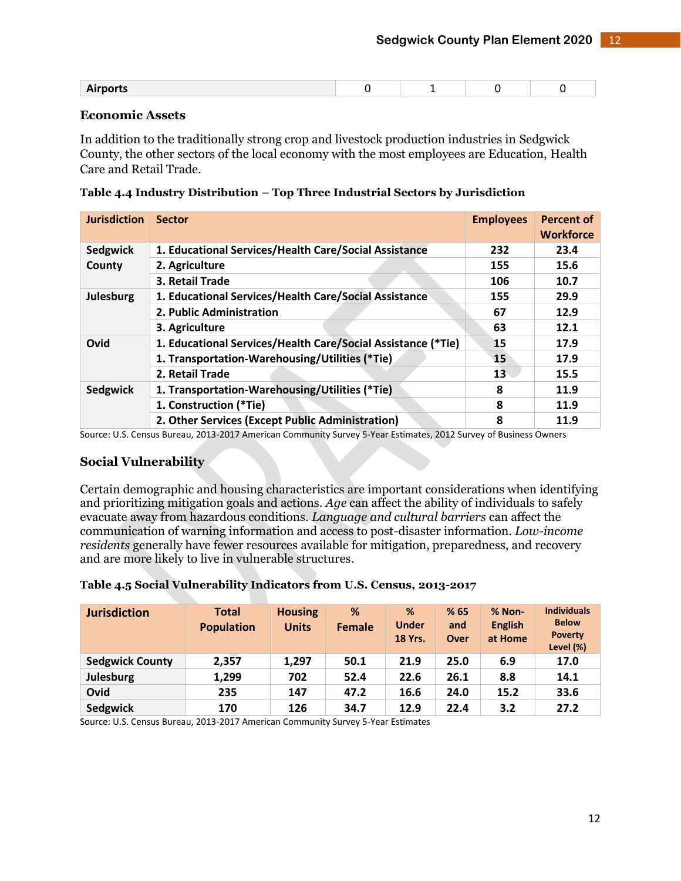| Airports | 0 | 1 | 0 | 0 |
|---|---|---|---|---|

### Economic Assets

In addition to the traditionally strong crop and livestock production industries in Sedgwick County, the other sectors of the local economy with the most employees are Education, Health Care and Retail Trade.

**Table 4.4 Industry Distribution – Top Three Industrial Sectors by Jurisdiction**

| Jurisdiction | Sector | Employees | Percent of Workforce |
|---|---|---|---|
| Sedgwick County | 1. Educational Services/Health Care/Social Assistance | 232 | 23.4 |
| | 2. Agriculture | 155 | 15.6 |
| | 3. Retail Trade | 106 | 10.7 |
| Julesburg | 1. Educational Services/Health Care/Social Assistance | 155 | 29.9 |
| | 2. Public Administration | 67 | 12.9 |
| | 3. Agriculture | 63 | 12.1 |
| Ovid | 1. Educational Services/Health Care/Social Assistance (*Tie) | 15 | 17.9 |
| | 1. Transportation-Warehousing/Utilities (*Tie) | 15 | 17.9 |
| | 2. Retail Trade | 13 | 15.5 |
| Sedgwick | 1. Transportation-Warehousing/Utilities (*Tie) | 8 | 11.9 |
| | 1. Construction (*Tie) | 8 | 11.9 |
| | 2. Other Services (Except Public Administration) | 8 | 11.9 |

Source: U.S. Census Bureau, 2013-2017 American Community Survey 5-Year Estimates, 2012 Survey of Business Owners

### Social Vulnerability

Certain demographic and housing characteristics are important considerations when identifying and prioritizing mitigation goals and actions. *Age* can affect the ability of individuals to safely evacuate away from hazardous conditions. *Language and cultural barriers* can affect the communication of warning information and access to post-disaster information. *Low-income residents* generally have fewer resources available for mitigation, preparedness, and recovery and are more likely to live in vulnerable structures.

**Table 4.5 Social Vulnerability Indicators from U.S. Census, 2013-2017**

| Jurisdiction | Total Population | Housing Units | % Female | % Under 18 Yrs. | % 65 and Over | % Non-English at Home | Individuals Below Poverty Level (%) |
|---|---|---|---|---|---|---|---|
| Sedgwick County | 2,357 | 1,297 | 50.1 | 21.9 | 25.0 | 6.9 | 17.0 |
| Julesburg | 1,299 | 702 | 52.4 | 22.6 | 26.1 | 8.8 | 14.1 |
| Ovid | 235 | 147 | 47.2 | 16.6 | 24.0 | 15.2 | 33.6 |
| Sedgwick | 170 | 126 | 34.7 | 12.9 | 22.4 | 3.2 | 27.2 |

Source: U.S. Census Bureau, 2013-2017 American Community Survey 5-Year Estimates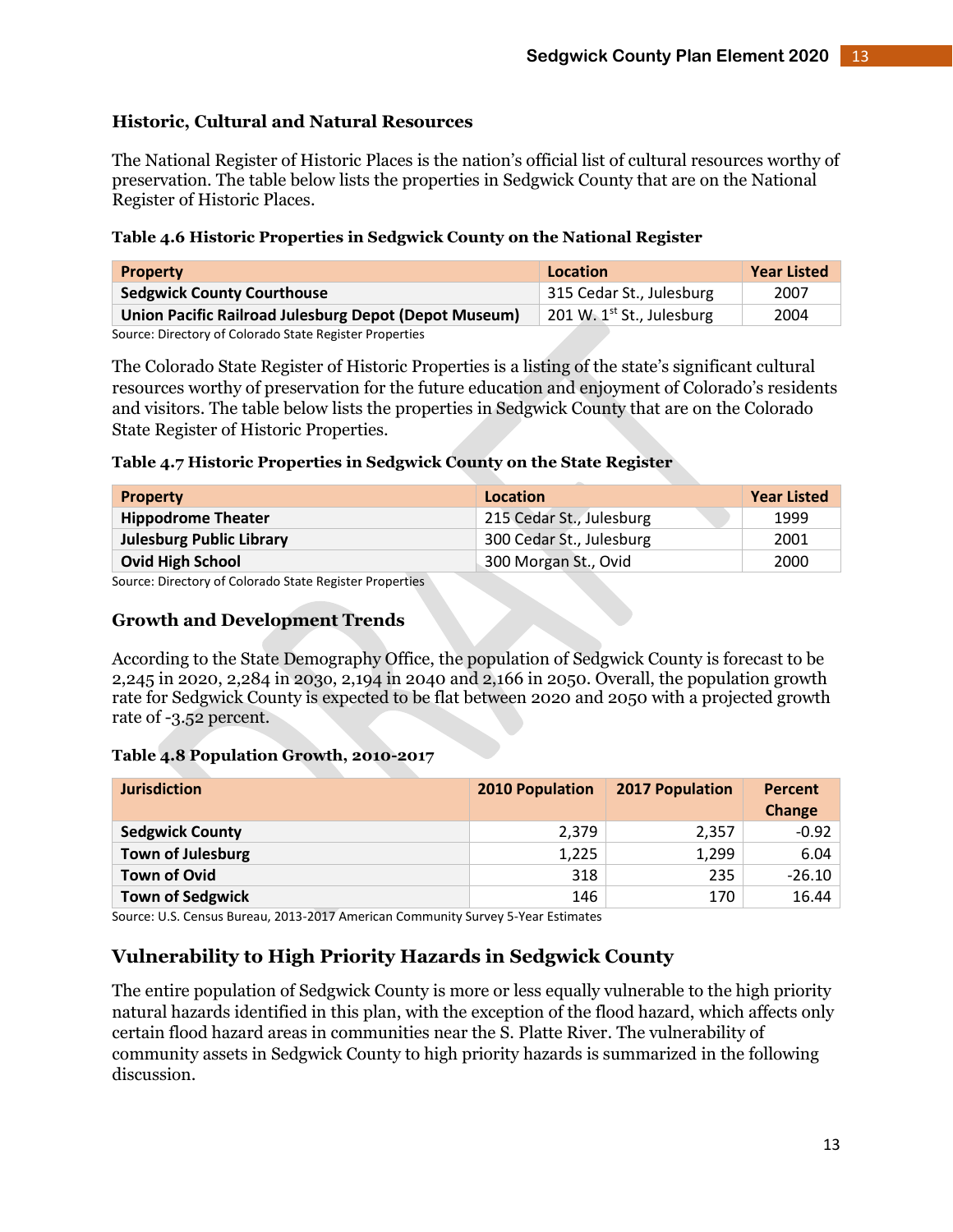### Historic, Cultural and Natural Resources

The National Register of Historic Places is the nation's official list of cultural resources worthy of preservation. The table below lists the properties in Sedgwick County that are on the National Register of Historic Places.

**Table 4.6 Historic Properties in Sedgwick County on the National Register**

| Property | Location | Year Listed |
|---|---|---|
| **Sedgwick County Courthouse** | 315 Cedar St., Julesburg | 2007 |
| **Union Pacific Railroad Julesburg Depot (Depot Museum)** | 201 W. 1st St., Julesburg | 2004 |

Source: Directory of Colorado State Register Properties

The Colorado State Register of Historic Properties is a listing of the state's significant cultural resources worthy of preservation for the future education and enjoyment of Colorado's residents and visitors. The table below lists the properties in Sedgwick County that are on the Colorado State Register of Historic Properties.

**Table 4.7 Historic Properties in Sedgwick County on the State Register**

| Property | Location | Year Listed |
|---|---|---|
| **Hippodrome Theater** | 215 Cedar St., Julesburg | 1999 |
| **Julesburg Public Library** | 300 Cedar St., Julesburg | 2001 |
| **Ovid High School** | 300 Morgan St., Ovid | 2000 |

Source: Directory of Colorado State Register Properties

### Growth and Development Trends

According to the State Demography Office, the population of Sedgwick County is forecast to be 2,245 in 2020, 2,284 in 2030, 2,194 in 2040 and 2,166 in 2050. Overall, the population growth rate for Sedgwick County is expected to be flat between 2020 and 2050 with a projected growth rate of -3.52 percent.

**Table 4.8 Population Growth, 2010-2017**

| Jurisdiction | 2010 Population | 2017 Population | Percent Change |
|---|---|---|---|
| **Sedgwick County** | 2,379 | 2,357 | -0.92 |
| **Town of Julesburg** | 1,225 | 1,299 | 6.04 |
| **Town of Ovid** | 318 | 235 | -26.10 |
| **Town of Sedgwick** | 146 | 170 | 16.44 |

Source: U.S. Census Bureau, 2013-2017 American Community Survey 5-Year Estimates

## Vulnerability to High Priority Hazards in Sedgwick County

The entire population of Sedgwick County is more or less equally vulnerable to the high priority natural hazards identified in this plan, with the exception of the flood hazard, which affects only certain flood hazard areas in communities near the S. Platte River. The vulnerability of community assets in Sedgwick County to high priority hazards is summarized in the following discussion.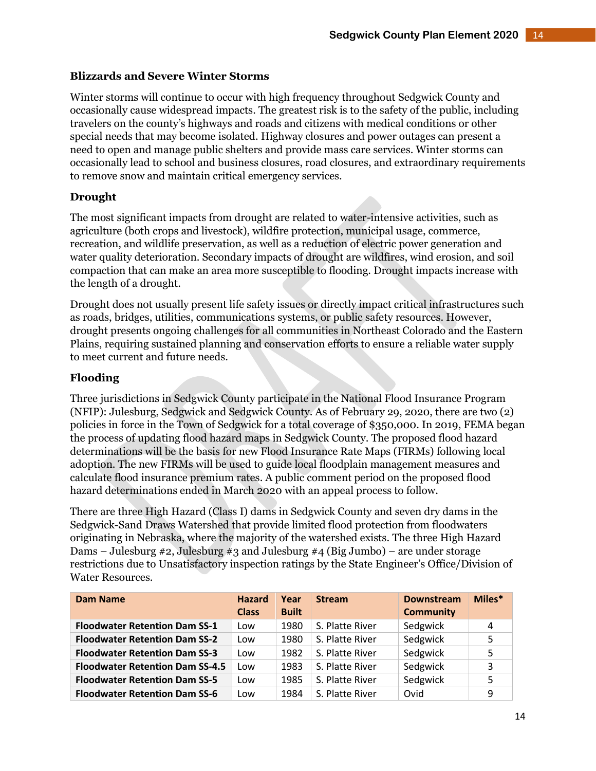### Blizzards and Severe Winter Storms

Winter storms will continue to occur with high frequency throughout Sedgwick County and occasionally cause widespread impacts. The greatest risk is to the safety of the public, including travelers on the county's highways and roads and citizens with medical conditions or other special needs that may become isolated. Highway closures and power outages can present a need to open and manage public shelters and provide mass care services. Winter storms can occasionally lead to school and business closures, road closures, and extraordinary requirements to remove snow and maintain critical emergency services.

### Drought

The most significant impacts from drought are related to water-intensive activities, such as agriculture (both crops and livestock), wildfire protection, municipal usage, commerce, recreation, and wildlife preservation, as well as a reduction of electric power generation and water quality deterioration. Secondary impacts of drought are wildfires, wind erosion, and soil compaction that can make an area more susceptible to flooding. Drought impacts increase with the length of a drought.

Drought does not usually present life safety issues or directly impact critical infrastructures such as roads, bridges, utilities, communications systems, or public safety resources. However, drought presents ongoing challenges for all communities in Northeast Colorado and the Eastern Plains, requiring sustained planning and conservation efforts to ensure a reliable water supply to meet current and future needs.

### Flooding

Three jurisdictions in Sedgwick County participate in the National Flood Insurance Program (NFIP): Julesburg, Sedgwick and Sedgwick County. As of February 29, 2020, there are two (2) policies in force in the Town of Sedgwick for a total coverage of $350,000. In 2019, FEMA began the process of updating flood hazard maps in Sedgwick County. The proposed flood hazard determinations will be the basis for new Flood Insurance Rate Maps (FIRMs) following local adoption. The new FIRMs will be used to guide local floodplain management measures and calculate flood insurance premium rates. A public comment period on the proposed flood hazard determinations ended in March 2020 with an appeal process to follow.

There are three High Hazard (Class I) dams in Sedgwick County and seven dry dams in the Sedgwick-Sand Draws Watershed that provide limited flood protection from floodwaters originating in Nebraska, where the majority of the watershed exists. The three High Hazard Dams – Julesburg #2, Julesburg #3 and Julesburg #4 (Big Jumbo) – are under storage restrictions due to Unsatisfactory inspection ratings by the State Engineer's Office/Division of Water Resources.

| Dam Name | Hazard Class | Year Built | Stream | Downstream Community | Miles* |
|---|---|---|---|---|---|
| **Floodwater Retention Dam SS-1** | Low | 1980 | S. Platte River | Sedgwick | 4 |
| **Floodwater Retention Dam SS-2** | Low | 1980 | S. Platte River | Sedgwick | 5 |
| **Floodwater Retention Dam SS-3** | Low | 1982 | S. Platte River | Sedgwick | 5 |
| **Floodwater Retention Dam SS-4.5** | Low | 1983 | S. Platte River | Sedgwick | 3 |
| **Floodwater Retention Dam SS-5** | Low | 1985 | S. Platte River | Sedgwick | 5 |
| **Floodwater Retention Dam SS-6** | Low | 1984 | S. Platte River | Ovid | 9 |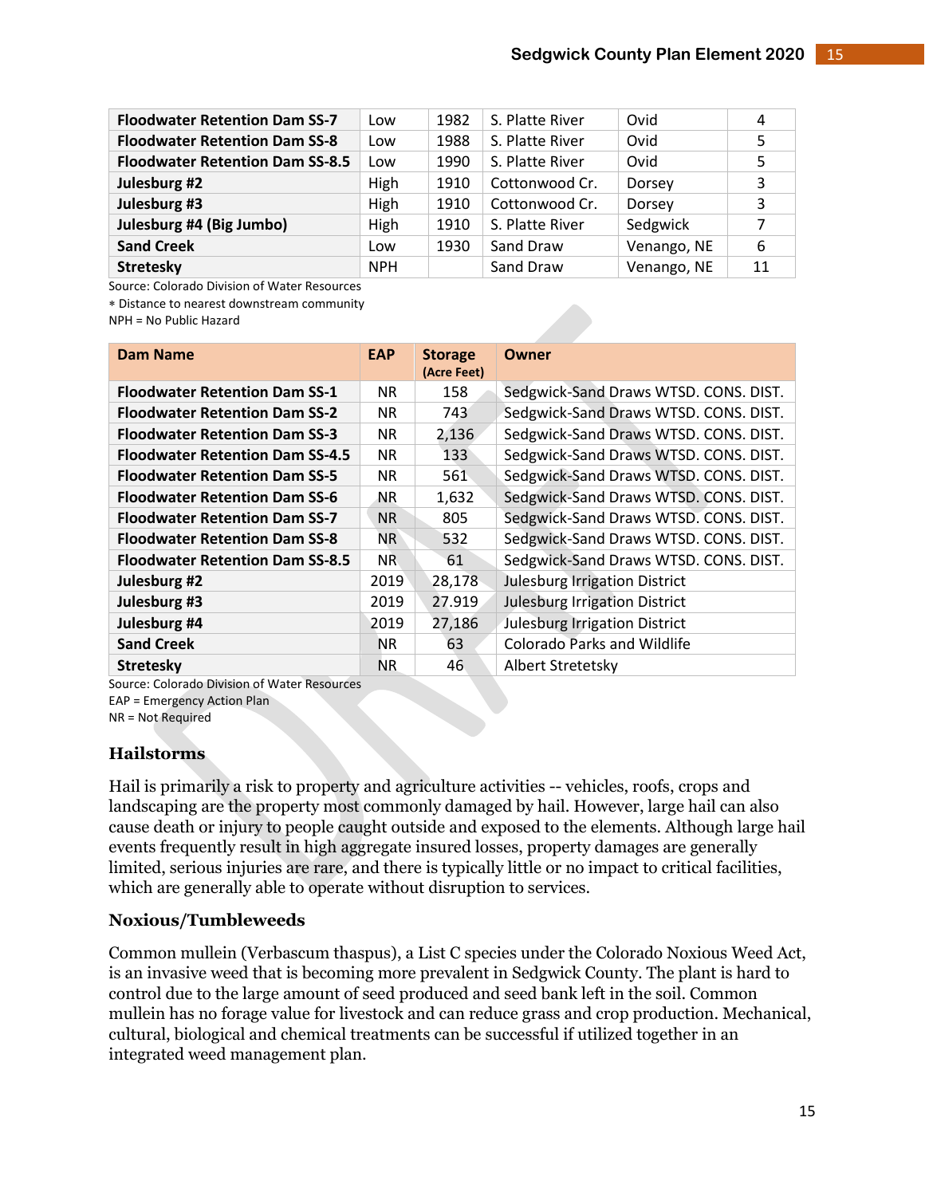| | | | | | |
|---|---|---|---|---|---|
| **Floodwater Retention Dam SS-7** | Low | 1982 | S. Platte River | Ovid | 4 |
| **Floodwater Retention Dam SS-8** | Low | 1988 | S. Platte River | Ovid | 5 |
| **Floodwater Retention Dam SS-8.5** | Low | 1990 | S. Platte River | Ovid | 5 |
| **Julesburg #2** | High | 1910 | Cottonwood Cr. | Dorsey | 3 |
| **Julesburg #3** | High | 1910 | Cottonwood Cr. | Dorsey | 3 |
| **Julesburg #4 (Big Jumbo)** | High | 1910 | S. Platte River | Sedgwick | 7 |
| **Sand Creek** | Low | 1930 | Sand Draw | Venango, NE | 6 |
| **Stretesky** | NPH | | Sand Draw | Venango, NE | 11 |

Source: Colorado Division of Water Resources
* Distance to nearest downstream community
NPH = No Public Hazard

| Dam Name | EAP | Storage (Acre Feet) | Owner |
|---|---|---|---|
| **Floodwater Retention Dam SS-1** | NR | 158 | Sedgwick-Sand Draws WTSD. CONS. DIST. |
| **Floodwater Retention Dam SS-2** | NR | 743 | Sedgwick-Sand Draws WTSD. CONS. DIST. |
| **Floodwater Retention Dam SS-3** | NR | 2,136 | Sedgwick-Sand Draws WTSD. CONS. DIST. |
| **Floodwater Retention Dam SS-4.5** | NR | 133 | Sedgwick-Sand Draws WTSD. CONS. DIST. |
| **Floodwater Retention Dam SS-5** | NR | 561 | Sedgwick-Sand Draws WTSD. CONS. DIST. |
| **Floodwater Retention Dam SS-6** | NR | 1,632 | Sedgwick-Sand Draws WTSD. CONS. DIST. |
| **Floodwater Retention Dam SS-7** | NR | 805 | Sedgwick-Sand Draws WTSD. CONS. DIST. |
| **Floodwater Retention Dam SS-8** | NR | 532 | Sedgwick-Sand Draws WTSD. CONS. DIST. |
| **Floodwater Retention Dam SS-8.5** | NR | 61 | Sedgwick-Sand Draws WTSD. CONS. DIST. |
| **Julesburg #2** | 2019 | 28,178 | Julesburg Irrigation District |
| **Julesburg #3** | 2019 | 27.919 | Julesburg Irrigation District |
| **Julesburg #4** | 2019 | 27,186 | Julesburg Irrigation District |
| **Sand Creek** | NR | 63 | Colorado Parks and Wildlife |
| **Stretesky** | NR | 46 | Albert Stretetsky |

Source: Colorado Division of Water Resources
EAP = Emergency Action Plan
NR = Not Required

### Hailstorms

Hail is primarily a risk to property and agriculture activities -- vehicles, roofs, crops and landscaping are the property most commonly damaged by hail. However, large hail can also cause death or injury to people caught outside and exposed to the elements. Although large hail events frequently result in high aggregate insured losses, property damages are generally limited, serious injuries are rare, and there is typically little or no impact to critical facilities, which are generally able to operate without disruption to services.

### Noxious/Tumbleweeds

Common mullein (Verbascum thaspus), a List C species under the Colorado Noxious Weed Act, is an invasive weed that is becoming more prevalent in Sedgwick County. The plant is hard to control due to the large amount of seed produced and seed bank left in the soil. Common mullein has no forage value for livestock and can reduce grass and crop production. Mechanical, cultural, biological and chemical treatments can be successful if utilized together in an integrated weed management plan.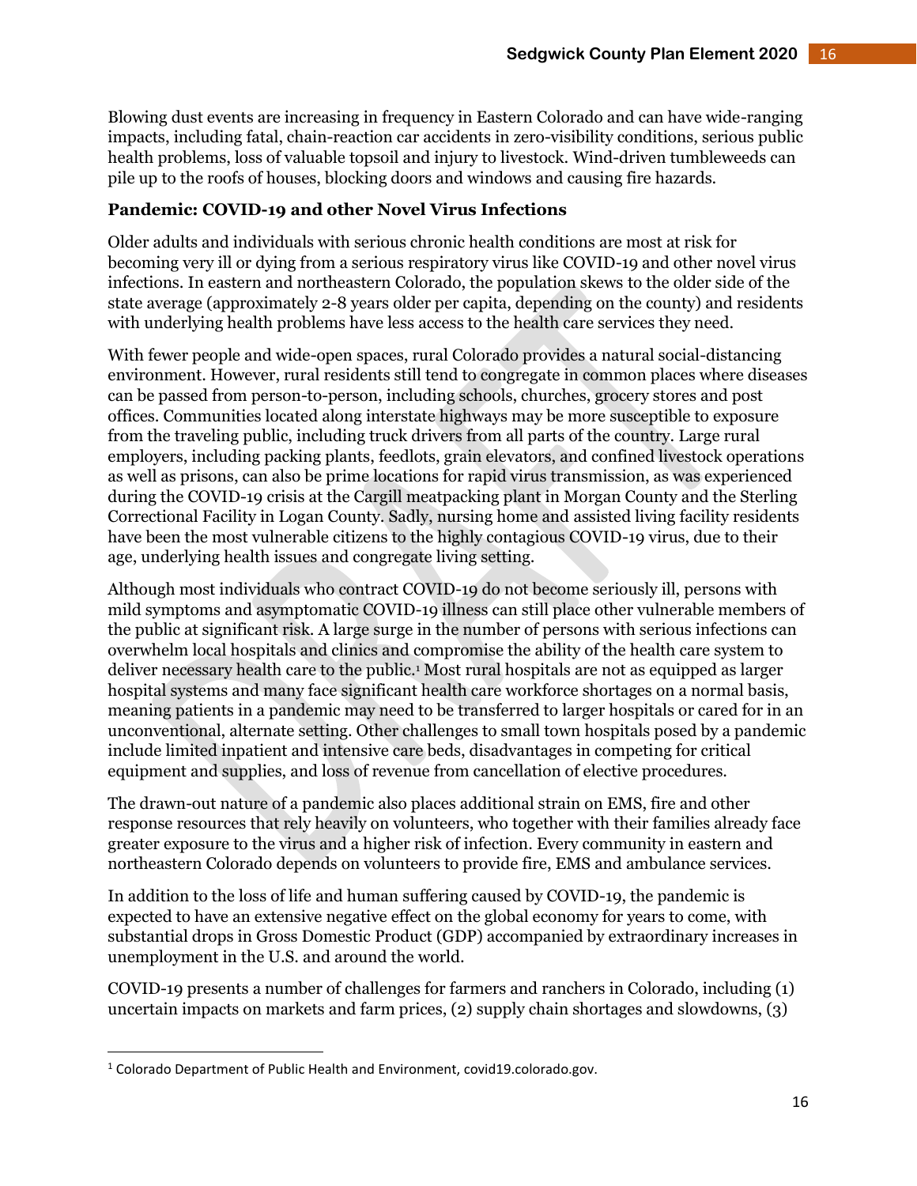Blowing dust events are increasing in frequency in Eastern Colorado and can have wide-ranging impacts, including fatal, chain-reaction car accidents in zero-visibility conditions, serious public health problems, loss of valuable topsoil and injury to livestock. Wind-driven tumbleweeds can pile up to the roofs of houses, blocking doors and windows and causing fire hazards.

**Pandemic: COVID-19 and other Novel Virus Infections**

Older adults and individuals with serious chronic health conditions are most at risk for becoming very ill or dying from a serious respiratory virus like COVID-19 and other novel virus infections. In eastern and northeastern Colorado, the population skews to the older side of the state average (approximately 2-8 years older per capita, depending on the county) and residents with underlying health problems have less access to the health care services they need.

With fewer people and wide-open spaces, rural Colorado provides a natural social-distancing environment. However, rural residents still tend to congregate in common places where diseases can be passed from person-to-person, including schools, churches, grocery stores and post offices. Communities located along interstate highways may be more susceptible to exposure from the traveling public, including truck drivers from all parts of the country. Large rural employers, including packing plants, feedlots, grain elevators, and confined livestock operations as well as prisons, can also be prime locations for rapid virus transmission, as was experienced during the COVID-19 crisis at the Cargill meatpacking plant in Morgan County and the Sterling Correctional Facility in Logan County. Sadly, nursing home and assisted living facility residents have been the most vulnerable citizens to the highly contagious COVID-19 virus, due to their age, underlying health issues and congregate living setting.

Although most individuals who contract COVID-19 do not become seriously ill, persons with mild symptoms and asymptomatic COVID-19 illness can still place other vulnerable members of the public at significant risk. A large surge in the number of persons with serious infections can overwhelm local hospitals and clinics and compromise the ability of the health care system to deliver necessary health care to the public.[1] Most rural hospitals are not as equipped as larger hospital systems and many face significant health care workforce shortages on a normal basis, meaning patients in a pandemic may need to be transferred to larger hospitals or cared for in an unconventional, alternate setting. Other challenges to small town hospitals posed by a pandemic include limited inpatient and intensive care beds, disadvantages in competing for critical equipment and supplies, and loss of revenue from cancellation of elective procedures.

The drawn-out nature of a pandemic also places additional strain on EMS, fire and other response resources that rely heavily on volunteers, who together with their families already face greater exposure to the virus and a higher risk of infection. Every community in eastern and northeastern Colorado depends on volunteers to provide fire, EMS and ambulance services.

In addition to the loss of life and human suffering caused by COVID-19, the pandemic is expected to have an extensive negative effect on the global economy for years to come, with substantial drops in Gross Domestic Product (GDP) accompanied by extraordinary increases in unemployment in the U.S. and around the world.

COVID-19 presents a number of challenges for farmers and ranchers in Colorado, including (1) uncertain impacts on markets and farm prices, (2) supply chain shortages and slowdowns, (3)

[1] Colorado Department of Public Health and Environment, covid19.colorado.gov.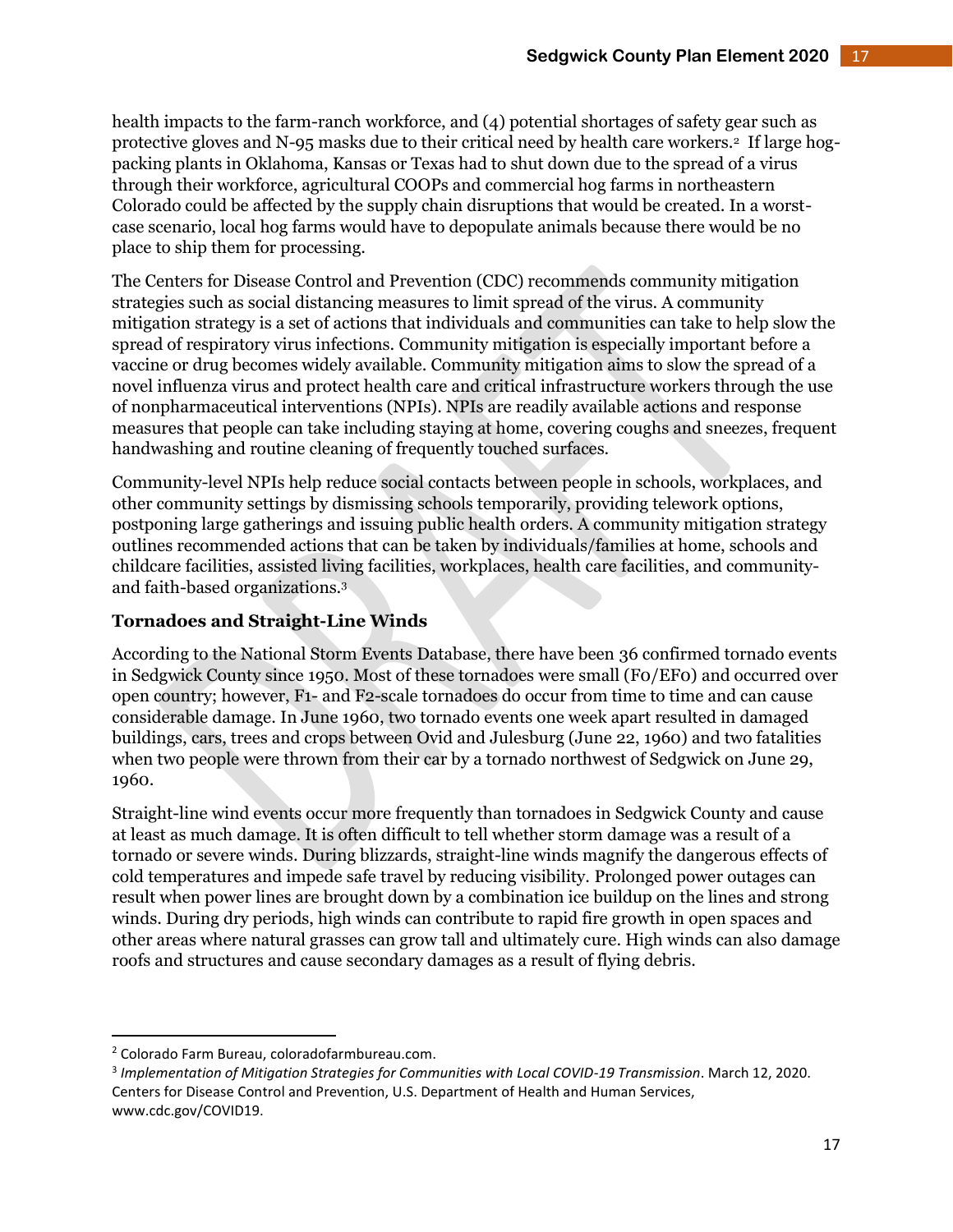health impacts to the farm-ranch workforce, and (4) potential shortages of safety gear such as protective gloves and N-95 masks due to their critical need by health care workers.[2] If large hog-packing plants in Oklahoma, Kansas or Texas had to shut down due to the spread of a virus through their workforce, agricultural COOPs and commercial hog farms in northeastern Colorado could be affected by the supply chain disruptions that would be created. In a worst-case scenario, local hog farms would have to depopulate animals because there would be no place to ship them for processing.

The Centers for Disease Control and Prevention (CDC) recommends community mitigation strategies such as social distancing measures to limit spread of the virus. A community mitigation strategy is a set of actions that individuals and communities can take to help slow the spread of respiratory virus infections. Community mitigation is especially important before a vaccine or drug becomes widely available. Community mitigation aims to slow the spread of a novel influenza virus and protect health care and critical infrastructure workers through the use of nonpharmaceutical interventions (NPIs). NPIs are readily available actions and response measures that people can take including staying at home, covering coughs and sneezes, frequent handwashing and routine cleaning of frequently touched surfaces.

Community-level NPIs help reduce social contacts between people in schools, workplaces, and other community settings by dismissing schools temporarily, providing telework options, postponing large gatherings and issuing public health orders. A community mitigation strategy outlines recommended actions that can be taken by individuals/families at home, schools and childcare facilities, assisted living facilities, workplaces, health care facilities, and community- and faith-based organizations.[3]

### Tornadoes and Straight-Line Winds

According to the National Storm Events Database, there have been 36 confirmed tornado events in Sedgwick County since 1950. Most of these tornadoes were small (F0/EF0) and occurred over open country; however, F1- and F2-scale tornadoes do occur from time to time and can cause considerable damage. In June 1960, two tornado events one week apart resulted in damaged buildings, cars, trees and crops between Ovid and Julesburg (June 22, 1960) and two fatalities when two people were thrown from their car by a tornado northwest of Sedgwick on June 29, 1960.

Straight-line wind events occur more frequently than tornadoes in Sedgwick County and cause at least as much damage. It is often difficult to tell whether storm damage was a result of a tornado or severe winds. During blizzards, straight-line winds magnify the dangerous effects of cold temperatures and impede safe travel by reducing visibility. Prolonged power outages can result when power lines are brought down by a combination ice buildup on the lines and strong winds. During dry periods, high winds can contribute to rapid fire growth in open spaces and other areas where natural grasses can grow tall and ultimately cure. High winds can also damage roofs and structures and cause secondary damages as a result of flying debris.

---

[2] Colorado Farm Bureau, coloradofarmbureau.com.

[3] *Implementation of Mitigation Strategies for Communities with Local COVID-19 Transmission*. March 12, 2020. Centers for Disease Control and Prevention, U.S. Department of Health and Human Services, www.cdc.gov/COVID19.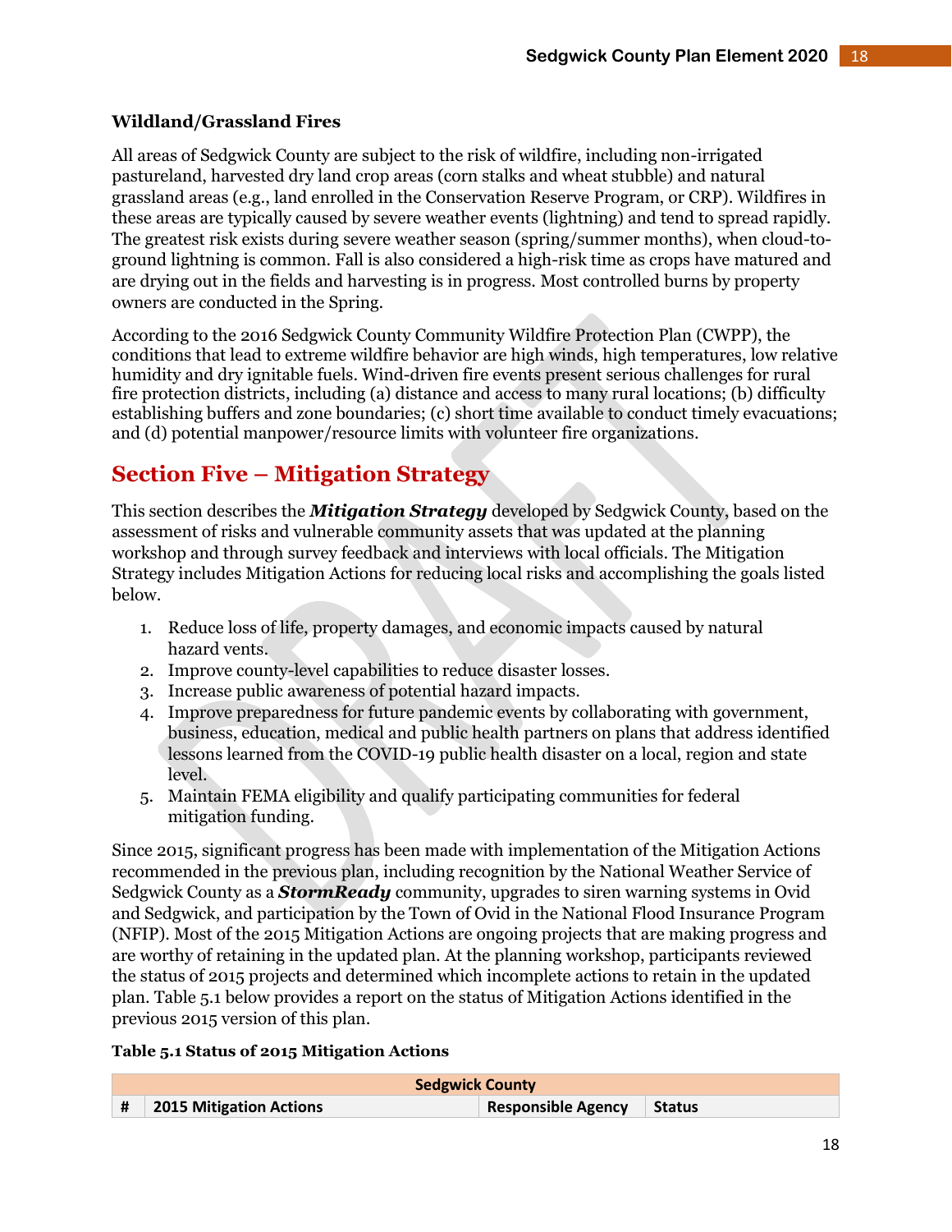**Wildland/Grassland Fires**

All areas of Sedgwick County are subject to the risk of wildfire, including non-irrigated pastureland, harvested dry land crop areas (corn stalks and wheat stubble) and natural grassland areas (e.g., land enrolled in the Conservation Reserve Program, or CRP). Wildfires in these areas are typically caused by severe weather events (lightning) and tend to spread rapidly. The greatest risk exists during severe weather season (spring/summer months), when cloud-to-ground lightning is common. Fall is also considered a high-risk time as crops have matured and are drying out in the fields and harvesting is in progress. Most controlled burns by property owners are conducted in the Spring.

According to the 2016 Sedgwick County Community Wildfire Protection Plan (CWPP), the conditions that lead to extreme wildfire behavior are high winds, high temperatures, low relative humidity and dry ignitable fuels. Wind-driven fire events present serious challenges for rural fire protection districts, including (a) distance and access to many rural locations; (b) difficulty establishing buffers and zone boundaries; (c) short time available to conduct timely evacuations; and (d) potential manpower/resource limits with volunteer fire organizations.

## Section Five – Mitigation Strategy

This section describes the ***Mitigation Strategy*** developed by Sedgwick County, based on the assessment of risks and vulnerable community assets that was updated at the planning workshop and through survey feedback and interviews with local officials. The Mitigation Strategy includes Mitigation Actions for reducing local risks and accomplishing the goals listed below.

1. Reduce loss of life, property damages, and economic impacts caused by natural hazard vents.
2. Improve county-level capabilities to reduce disaster losses.
3. Increase public awareness of potential hazard impacts.
4. Improve preparedness for future pandemic events by collaborating with government, business, education, medical and public health partners on plans that address identified lessons learned from the COVID-19 public health disaster on a local, region and state level.
5. Maintain FEMA eligibility and qualify participating communities for federal mitigation funding.

Since 2015, significant progress has been made with implementation of the Mitigation Actions recommended in the previous plan, including recognition by the National Weather Service of Sedgwick County as a ***StormReady*** community, upgrades to siren warning systems in Ovid and Sedgwick, and participation by the Town of Ovid in the National Flood Insurance Program (NFIP). Most of the 2015 Mitigation Actions are ongoing projects that are making progress and are worthy of retaining in the updated plan. At the planning workshop, participants reviewed the status of 2015 projects and determined which incomplete actions to retain in the updated plan. Table 5.1 below provides a report on the status of Mitigation Actions identified in the previous 2015 version of this plan.

**Table 5.1 Status of 2015 Mitigation Actions**

| Sedgwick County | | | |
|---|---|---|---|
| # | 2015 Mitigation Actions | Responsible Agency | Status |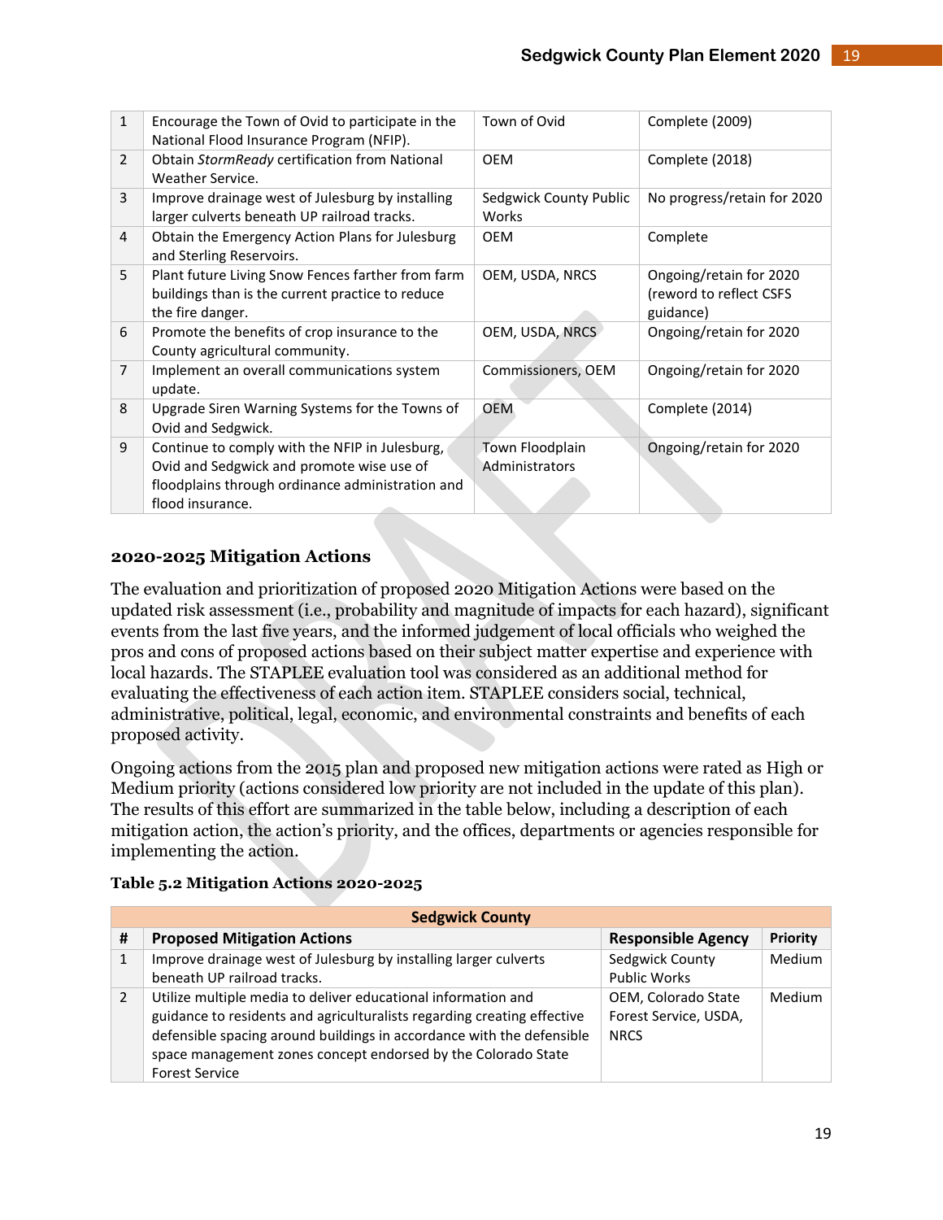| | | | |
|---|---|---|---|
| 1 | Encourage the Town of Ovid to participate in the National Flood Insurance Program (NFIP). | Town of Ovid | Complete (2009) |
| 2 | Obtain *StormReady* certification from National Weather Service. | OEM | Complete (2018) |
| 3 | Improve drainage west of Julesburg by installing larger culverts beneath UP railroad tracks. | Sedgwick County Public Works | No progress/retain for 2020 |
| 4 | Obtain the Emergency Action Plans for Julesburg and Sterling Reservoirs. | OEM | Complete |
| 5 | Plant future Living Snow Fences farther from farm buildings than is the current practice to reduce the fire danger. | OEM, USDA, NRCS | Ongoing/retain for 2020 (reword to reflect CSFS guidance) |
| 6 | Promote the benefits of crop insurance to the County agricultural community. | OEM, USDA, NRCS | Ongoing/retain for 2020 |
| 7 | Implement an overall communications system update. | Commissioners, OEM | Ongoing/retain for 2020 |
| 8 | Upgrade Siren Warning Systems for the Towns of Ovid and Sedgwick. | OEM | Complete (2014) |
| 9 | Continue to comply with the NFIP in Julesburg, Ovid and Sedgwick and promote wise use of floodplains through ordinance administration and flood insurance. | Town Floodplain Administrators | Ongoing/retain for 2020 |

### 2020-2025 Mitigation Actions

The evaluation and prioritization of proposed 2020 Mitigation Actions were based on the updated risk assessment (i.e., probability and magnitude of impacts for each hazard), significant events from the last five years, and the informed judgement of local officials who weighed the pros and cons of proposed actions based on their subject matter expertise and experience with local hazards. The STAPLEE evaluation tool was considered as an additional method for evaluating the effectiveness of each action item. STAPLEE considers social, technical, administrative, political, legal, economic, and environmental constraints and benefits of each proposed activity.

Ongoing actions from the 2015 plan and proposed new mitigation actions were rated as High or Medium priority (actions considered low priority are not included in the update of this plan). The results of this effort are summarized in the table below, including a description of each mitigation action, the action's priority, and the offices, departments or agencies responsible for implementing the action.

**Table 5.2 Mitigation Actions 2020-2025**

| Sedgwick County | | | |
|---|---|---|---|
| **#** | **Proposed Mitigation Actions** | **Responsible Agency** | **Priority** |
| 1 | Improve drainage west of Julesburg by installing larger culverts beneath UP railroad tracks. | Sedgwick County Public Works | Medium |
| 2 | Utilize multiple media to deliver educational information and guidance to residents and agriculturalists regarding creating effective defensible spacing around buildings in accordance with the defensible space management zones concept endorsed by the Colorado State Forest Service | OEM, Colorado State Forest Service, USDA, NRCS | Medium |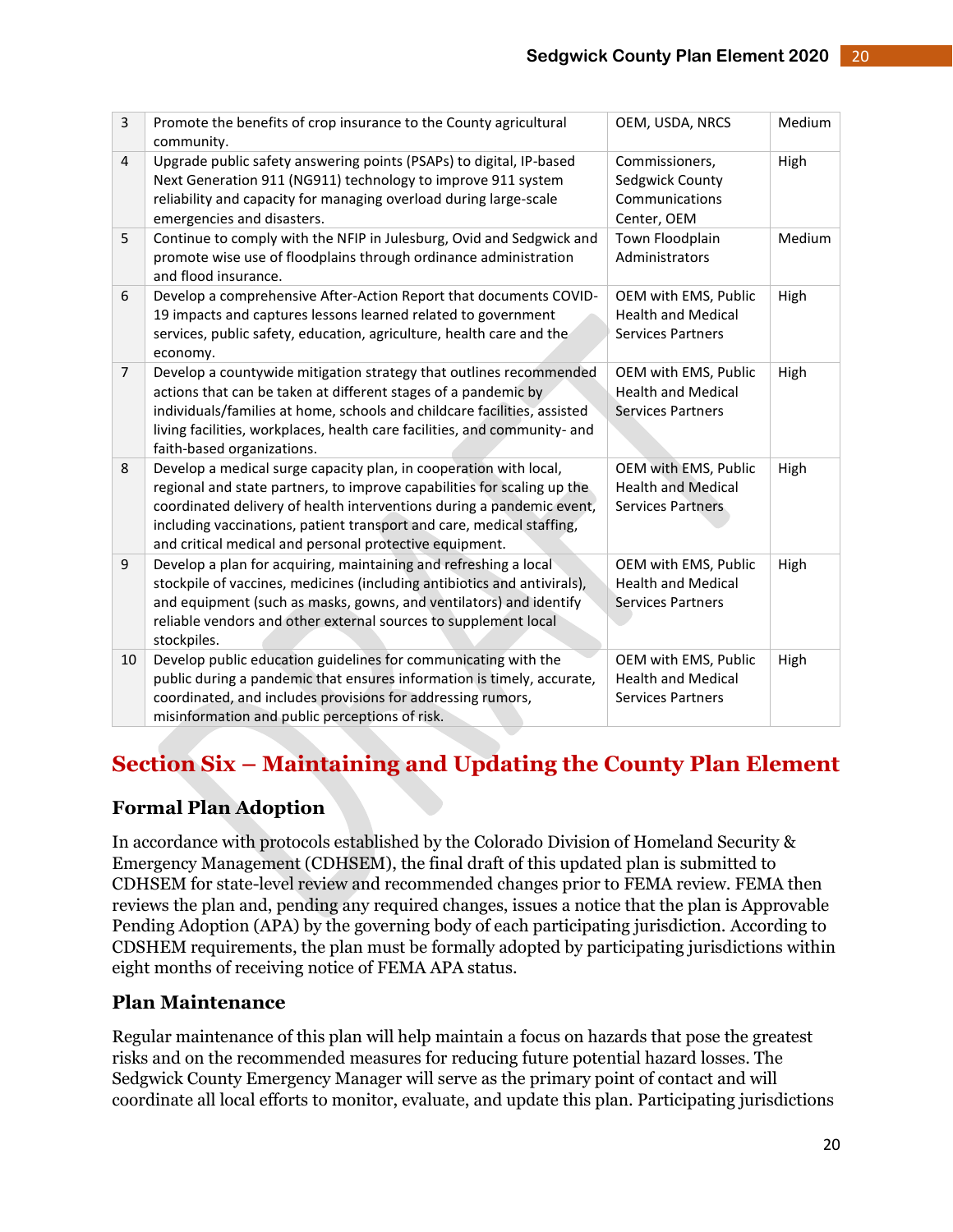| 3 | Promote the benefits of crop insurance to the County agricultural community. | OEM, USDA, NRCS | Medium |
|---|---|---|---|
| 4 | Upgrade public safety answering points (PSAPs) to digital, IP-based Next Generation 911 (NG911) technology to improve 911 system reliability and capacity for managing overload during large-scale emergencies and disasters. | Commissioners, Sedgwick County Communications Center, OEM | High |
| 5 | Continue to comply with the NFIP in Julesburg, Ovid and Sedgwick and promote wise use of floodplains through ordinance administration and flood insurance. | Town Floodplain Administrators | Medium |
| 6 | Develop a comprehensive After-Action Report that documents COVID-19 impacts and captures lessons learned related to government services, public safety, education, agriculture, health care and the economy. | OEM with EMS, Public Health and Medical Services Partners | High |
| 7 | Develop a countywide mitigation strategy that outlines recommended actions that can be taken at different stages of a pandemic by individuals/families at home, schools and childcare facilities, assisted living facilities, workplaces, health care facilities, and community- and faith-based organizations. | OEM with EMS, Public Health and Medical Services Partners | High |
| 8 | Develop a medical surge capacity plan, in cooperation with local, regional and state partners, to improve capabilities for scaling up the coordinated delivery of health interventions during a pandemic event, including vaccinations, patient transport and care, medical staffing, and critical medical and personal protective equipment. | OEM with EMS, Public Health and Medical Services Partners | High |
| 9 | Develop a plan for acquiring, maintaining and refreshing a local stockpile of vaccines, medicines (including antibiotics and antivirals), and equipment (such as masks, gowns, and ventilators) and identify reliable vendors and other external sources to supplement local stockpiles. | OEM with EMS, Public Health and Medical Services Partners | High |
| 10 | Develop public education guidelines for communicating with the public during a pandemic that ensures information is timely, accurate, coordinated, and includes provisions for addressing rumors, misinformation and public perceptions of risk. | OEM with EMS, Public Health and Medical Services Partners | High |

# Section Six – Maintaining and Updating the County Plan Element

## Formal Plan Adoption

In accordance with protocols established by the Colorado Division of Homeland Security & Emergency Management (CDHSEM), the final draft of this updated plan is submitted to CDHSEM for state-level review and recommended changes prior to FEMA review. FEMA then reviews the plan and, pending any required changes, issues a notice that the plan is Approvable Pending Adoption (APA) by the governing body of each participating jurisdiction. According to CDSHEM requirements, the plan must be formally adopted by participating jurisdictions within eight months of receiving notice of FEMA APA status.

## Plan Maintenance

Regular maintenance of this plan will help maintain a focus on hazards that pose the greatest risks and on the recommended measures for reducing future potential hazard losses. The Sedgwick County Emergency Manager will serve as the primary point of contact and will coordinate all local efforts to monitor, evaluate, and update this plan. Participating jurisdictions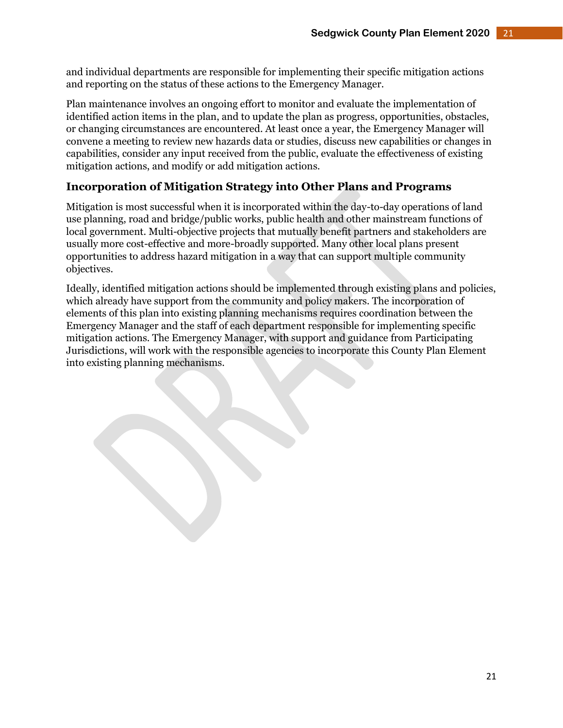and individual departments are responsible for implementing their specific mitigation actions and reporting on the status of these actions to the Emergency Manager.

Plan maintenance involves an ongoing effort to monitor and evaluate the implementation of identified action items in the plan, and to update the plan as progress, opportunities, obstacles, or changing circumstances are encountered. At least once a year, the Emergency Manager will convene a meeting to review new hazards data or studies, discuss new capabilities or changes in capabilities, consider any input received from the public, evaluate the effectiveness of existing mitigation actions, and modify or add mitigation actions.

## Incorporation of Mitigation Strategy into Other Plans and Programs

Mitigation is most successful when it is incorporated within the day-to-day operations of land use planning, road and bridge/public works, public health and other mainstream functions of local government. Multi-objective projects that mutually benefit partners and stakeholders are usually more cost-effective and more-broadly supported. Many other local plans present opportunities to address hazard mitigation in a way that can support multiple community objectives.

Ideally, identified mitigation actions should be implemented through existing plans and policies, which already have support from the community and policy makers. The incorporation of elements of this plan into existing planning mechanisms requires coordination between the Emergency Manager and the staff of each department responsible for implementing specific mitigation actions. The Emergency Manager, with support and guidance from Participating Jurisdictions, will work with the responsible agencies to incorporate this County Plan Element into existing planning mechanisms.